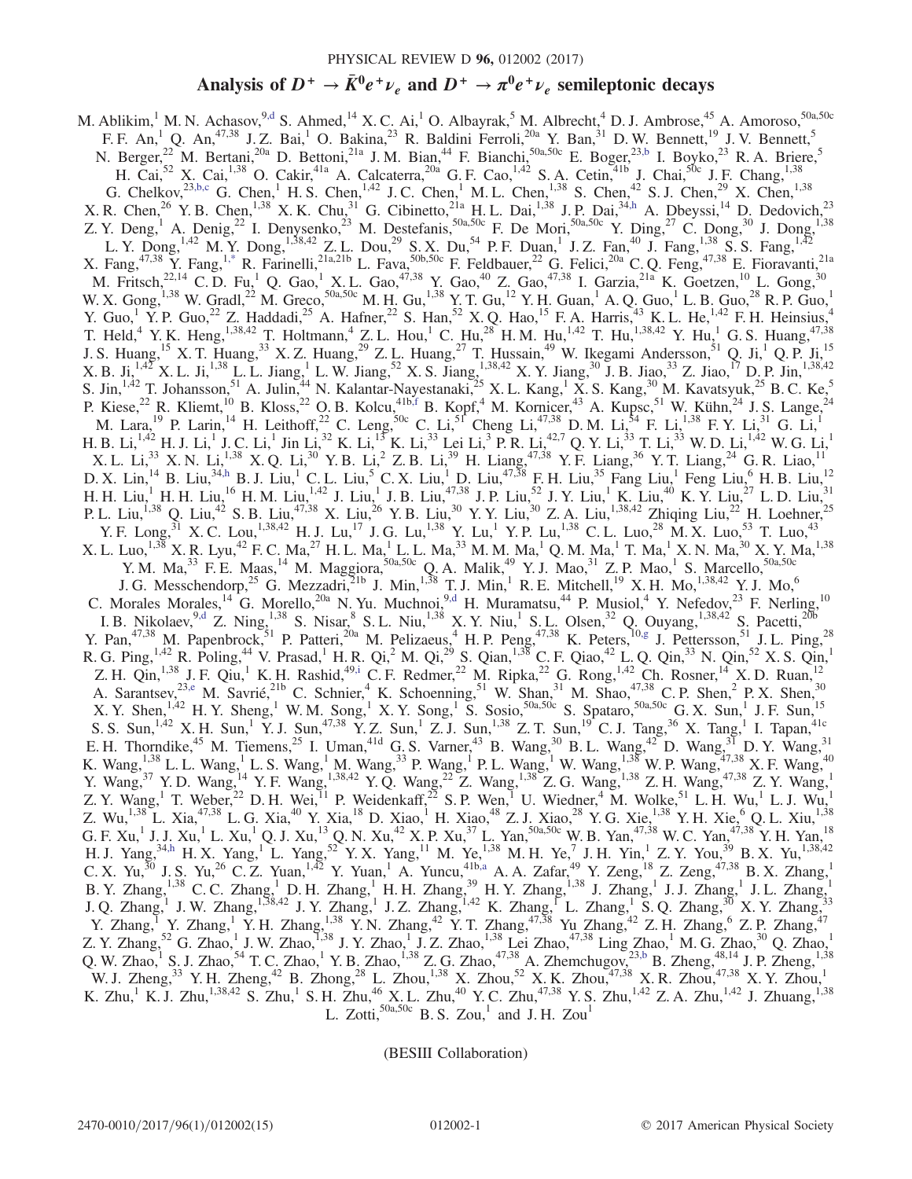# Analysis of $D^+ \to \bar{K}^0 e^+ \nu_e$ and $D^+ \to \pi^0 e^+ \nu_e$ semileptonic decays

M. Ablikim,[1] M. N. Achasov,[9,d] S. Ahmed,[14] X. C. Ai,[1] O. Albayrak,[5] M. Albrecht,[4] D. J. Ambrose,[45] A. Amoroso,[50a,50c] F. F. An,[1] Q. An,[47,38] J. Z. Bai,[1] O. Bakina,[23] R. Baldini Ferroli,[20a] Y. Ban,[31] D. W. Bennett,[19] J. V. Bennett,[5] N. Berger,[22] M. Bertani,[20a] D. Bettoni,[21a] J. M. Bian,[44] F. Bianchi,[50a,50c] E. Boger,[23,b] I. Boyko,[23] R. A. Briere,[5] H. Cai,[52] X. Cai,[1,38] O. Cakir,[41a] A. Calcaterra,[20a] G. F. Cao,[1,42] S. A. Cetin,[41b] J. Chai,[50c] J. F. Chang,[1,38] G. Chelkov,[23,b,c] G. Chen,[1] H. S. Chen,[1,42] J. C. Chen,[1] M. L. Chen,[1,38] S. Chen,[42] S. J. Chen,[29] X. Chen,[1,38] X. R. Chen,[26] Y. B. Chen,[1,38] X. K. Chu,[31] G. Cibinetto,[21a] H. L. Dai,[1,38] J. P. Dai,[34,h] A. Dbeyssi,[14] D. Dedovich,[23] Z. Y. Deng,[1] A. Denig,[22] I. Denysenko,[23] M. Destefanis,[50a,50c] F. De Mori,[50a,50c] Y. Ding,[27] C. Dong,[30] J. Dong,[1,38] L. Y. Dong,[1,42] M. Y. Dong,[1,38,42] Z. L. Dou,[29] S. X. Du,[54] P. F. Duan,[1] J. Z. Fan,[40] J. Fang,[1,38] S. S. Fang,[1,42] X. Fang,[47,38] Y. Fang,[1,*] R. Farinelli,[21a,21b] L. Fava,[50b,50c] F. Feldbauer,[22] G. Felici,[20a] C. Q. Feng,[47,38] E. Fioravanti,[21a] M. Fritsch,[22,14] C. D. Fu,[1] Q. Gao,[1] X. L. Gao,[47,38] Y. Gao,[40] Z. Gao,[47,38] I. Garzia,[21a] K. Goetzen,[10] L. Gong,[30] W. X. Gong,[1,38] W. Gradl,[22] M. Greco,[50a,50c] M. H. Gu,[1,38] Y. T. Gu,[12] Y. H. Guan,[1] A. Q. Guo,[1] L. B. Guo,[28] R. P. Guo,[1] Y. Guo,[1] Y. P. Guo,[22] Z. Haddadi,[25] A. Hafner,[22] S. Han,[52] X. Q. Hao,[15] F. A. Harris,[43] K. L. He,[1,42] F. H. Heinsius,[4] T. Held,[4] Y. K. Heng,[1,38,42] T. Holtmann,[4] Z. L. Hou,[1] C. Hu,[28] H. M. Hu,[1,42] T. Hu,[1,38,42] Y. Hu,[1] G. S. Huang,[47,38] J. S. Huang,[15] X. T. Huang,[33] X. Z. Huang,[29] Z. L. Huang,[27] T. Hussain,[49] W. Ikegami Andersson,[51] Q. Ji,[1] Q. P. Ji,[15] X. B. Ji,[1,42] X. L. Ji,[1,38] L. L. Jiang,[1] L. W. Jiang,[52] X. S. Jiang,[1,38,42] X. Y. Jiang,[30] J. B. Jiao,[33] Z. Jiao,[17] D. P. Jin,[1,38,42] S. Jin,[1,42] T. Johansson,[51] A. Julin,[44] N. Kalantar-Nayestanaki,[25] X. L. Kang,[1] X. S. Kang,[30] M. Kavatsyuk,[25] B. C. Ke,[5] P. Kiese,[22] R. Kliemt,[10] B. Kloss,[22] O. B. Kolcu,[41b,f] B. Kopf,[4] M. Kornicer,[43] A. Kupsc,[51] W. Kühn,[24] J. S. Lange,[24] M. Lara,[19] P. Larin,[14] H. Leithoff,[22] C. Leng,[50c] C. Li,[51] Cheng Li,[47,38] D. M. Li,[54] F. Li,[1,38] F. Y. Li,[31] G. Li,[1] H. B. Li,[1,42] H. J. Li,[1] J. C. Li,[1] Jin Li,[32] K. Li,[13] K. Li,[33] Lei Li,[3] P. R. Li,[42,7] Q. Y. Li,[33] T. Li,[33] W. D. Li,[1,42] W. G. Li,[1] X. L. Li,[33] X. N. Li,[1,38] X. Q. Li,[30] Y. B. Li,[2] Z. B. Li,[39] H. Liang,[47,38] Y. F. Liang,[36] Y. T. Liang,[24] G. R. Liao,[11] D. X. Lin,[14] B. Liu,[34,h] B. J. Liu,[1] C. L. Liu,[5] C. X. Liu,[1] D. Liu,[47,38] F. H. Liu,[35] Fang Liu,[1] Feng Liu,[6] H. B. Liu,[12] H. H. Liu,[1] H. H. Liu,[16] H. M. Liu,[1,42] J. Liu,[1] J. B. Liu,[47,38] J. P. Liu,[52] J. Y. Liu,[1] K. Liu,[40] K. Y. Liu,[27] L. D. Liu,[31] P. L. Liu,[1,38] Q. Liu,[42] S. B. Liu,[47,38] X. Liu,[26] Y. B. Liu,[30] Y. Y. Liu,[30] Z. A. Liu,[1,38,42] Zhiqing Liu,[22] H. Loehner,[25] Y. F. Long,[31] X. C. Lou,[1,38,42] H. J. Lu,[17] J. G. Lu,[1,38] Y. Lu,[1] Y. P. Lu,[1,38] C. L. Luo,[28] M. X. Luo,[53] T. Luo,[43] X. L. Luo,[1,38] X. R. Lyu,[42] F. C. Ma,[27] H. L. Ma,[1] L. L. Ma,[33] M. M. Ma,[1] Q. M. Ma,[1] T. Ma,[1] X. N. Ma,[30] X. Y. Ma,[1,38] Y. M. Ma,[33] F. E. Maas,[14] M. Maggiora,[50a,50c] Q. A. Malik,[49] Y. J. Mao,[31] Z. P. Mao,[1] S. Marcello,[50a,50c] J. G. Messchendorp,[25] G. Mezzadri,[21b] J. Min,[1,38] T. J. Min,[1] R. E. Mitchell,[19] X. H. Mo,[1,38,42] Y. J. Mo,[6] C. Morales Morales,[14] G. Morello,[20a] N. Yu. Muchnoi,[9,d] H. Muramatsu,[44] P. Musiol,[4] Y. Nefedov,[23] F. Nerling,[10] I. B. Nikolaev,[9,d] Z. Ning,[1,38] S. Nisar,[8] S. L. Niu,[1,38] X. Y. Niu,[1] S. L. Olsen,[32] Q. Ouyang,[1,38,42] S. Pacetti,[20b] Y. Pan,[47,38] M. Papenbrock,[51] P. Patteri,[20a] M. Pelizaeus,[4] H. P. Peng,[47,38] K. Peters,[10,g] J. Pettersson,[51] J. L. Ping,[28] R. G. Ping,[1,42] R. Poling,[44] V. Prasad,[1] H. R. Qi,[2] M. Qi,[29] S. Qian,[1,38] C. F. Qiao,[42] L. Q. Qin,[33] N. Qin,[52] X. S. Qin,[1] Z. H. Qin,[1,38] J. F. Qiu,[1] K. H. Rashid,[49,i] C. F. Redmer,[22] M. Ripka,[22] G. Rong,[1,42] Ch. Rosner,[14] X. D. Ruan,[12] A. Sarantsev,[23,e] M. Savrié,[21b] C. Schnier,[4] K. Schoenning,[51] W. Shan,[31] M. Shao,[47,38] C. P. Shen,[2] P. X. Shen,[30] X. Y. Shen,[1,42] H. Y. Sheng,[1] W. M. Song,[1] X. Y. Song,[1] S. Sosio,[50a,50c] S. Spataro,[50a,50c] G. X. Sun,[1] J. F. Sun,[15] S. S. Sun,[1,42] X. H. Sun,[1] Y. J. Sun,[47,38] Y. Z. Sun,[1] Z. J. Sun,[1,38] Z. T. Sun,[19] C. J. Tang,[36] X. Tang,[1] I. Tapan,[41c] E. H. Thorndike,[45] M. Tiemens,[25] I. Uman,[41d] G. S. Varner,[43] B. Wang,[30] B. L. Wang,[42] D. Wang,[31] D. Y. Wang,[31] K. Wang,[1,38] L. L. Wang,[1] L. S. Wang,[1] M. Wang,[33] P. Wang,[1] P. L. Wang,[1] W. Wang,[1,38] W. P. Wang,[47,38] X. F. Wang,[40] Y. Wang,[37] Y. D. Wang,[14] Y. F. Wang,[1,38,42] Y. Q. Wang,[22] Z. Wang,[1,38] Z. G. Wang,[1,38] Z. H. Wang,[47,38] Z. Y. Wang,[1] Z. Y. Wang,[1] T. Weber,[22] D. H. Wei,[11] P. Weidenkaff,[22] S. P. Wen,[1] U. Wiedner,[4] M. Wolke,[51] L. H. Wu,[1] L. J. Wu,[1] Z. Wu,[1,38] L. Xia,[47,38] L. G. Xia,[40] Y. Xia,[18] D. Xiao,[1] H. Xiao,[48] Z. J. Xiao,[28] Y. G. Xie,[1,38] Y. H. Xie,[6] Q. L. Xiu,[1,38] G. F. Xu,[1] J. J. Xu,[1] L. Xu,[1] Q. J. Xu,[13] Q. N. Xu,[42] X. P. Xu,[37] L. Yan,[50a,50c] W. B. Yan,[47,38] W. C. Yan,[47,38] Y. H. Yan,[18] H. J. Yang,[34,h] H. X. Yang,[1] L. Yang,[52] Y. X. Yang,[11] M. Ye,[1,38] M. H. Ye,[7] J. H. Yin,[1] Z. Y. You,[39] B. X. Yu,[1,38,42] C. X. Yu,[30] J. S. Yu,[26] C. Z. Yuan,[1,42] Y. Yuan,[1] A. Yuncu,[41b,a] A. A. Zafar,[49] Y. Zeng,[18] Z. Zeng,[47,38] B. X. Zhang,[1] B. Y. Zhang,[1,38] C. C. Zhang,[1] D. H. Zhang,[1] H. H. Zhang,[39] H. Y. Zhang,[1,38] J. Zhang,[1] J. J. Zhang,[1] J. L. Zhang,[1] J. Q. Zhang,[1] J. W. Zhang,[1,38,42] J. Y. Zhang,[1] J. Z. Zhang,[1,42] K. Zhang,[1] L. Zhang,[1] S. Q. Zhang,[30] X. Y. Zhang,[33] Y. Zhang,[1] Y. Zhang,[1] Y. H. Zhang,[1,38] Y. N. Zhang,[42] Y. T. Zhang,[47,38] Yu Zhang,[42] Z. H. Zhang,[6] Z. P. Zhang,[47] Z. Y. Zhang,[52] G. Zhao,[1] J. W. Zhao,[1,38] J. Y. Zhao,[1] J. Z. Zhao,[1,38] Lei Zhao,[47,38] Ling Zhao,[1] M. G. Zhao,[30] Q. Zhao,[1] Q. W. Zhao,[1] S. J. Zhao,[54] T. C. Zhao,[1] Y. B. Zhao,[1,38] Z. G. Zhao,[47,38] A. Zhemchugov,[23,b] B. Zheng,[48,14] J. P. Zheng,[1,38] W. J. Zheng,[33] Y. H. Zheng,[42] B. Zhong,[28] L. Zhou,[1,38] X. Zhou,[52] X. K. Zhou,[47,38] X. R. Zhou,[47,38] X. Y. Zhou,[1] K. Zhu,[1] K. J. Zhu,[1,38,42] S. Zhu,[1] S. H. Zhu,[46] X. L. Zhu,[40] Y. C. Zhu,[47,38] Y. S. Zhu,[1,42] Z. A. Zhu,[1,42] J. Zhuang,[1,38] L. Zotti,[50a,50c] B. S. Zou,[1] and J. H. Zou[1]

(BESIII Collaboration)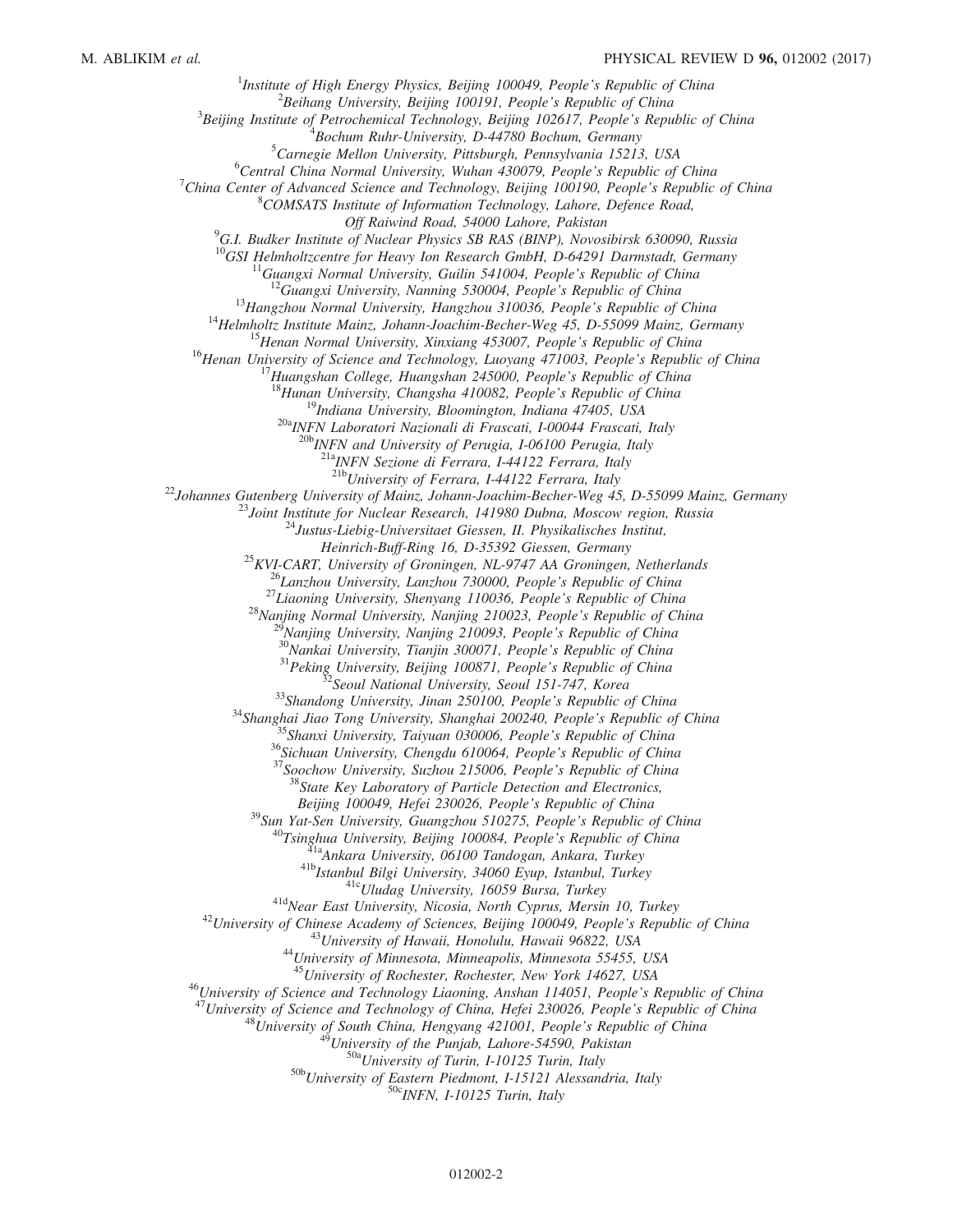[1]Institute of High Energy Physics, Beijing 100049, People's Republic of China
[2]Beihang University, Beijing 100191, People's Republic of China
[3]Beijing Institute of Petrochemical Technology, Beijing 102617, People's Republic of China
[4]Bochum Ruhr-University, D-44780 Bochum, Germany
[5]Carnegie Mellon University, Pittsburgh, Pennsylvania 15213, USA
[6]Central China Normal University, Wuhan 430079, People's Republic of China
[7]China Center of Advanced Science and Technology, Beijing 100190, People's Republic of China
[8]COMSATS Institute of Information Technology, Lahore, Defence Road, Off Raiwind Road, 54000 Lahore, Pakistan
[9]G.I. Budker Institute of Nuclear Physics SB RAS (BINP), Novosibirsk 630090, Russia
[10]GSI Helmholtzcentre for Heavy Ion Research GmbH, D-64291 Darmstadt, Germany
[11]Guangxi Normal University, Guilin 541004, People's Republic of China
[12]Guangxi University, Nanning 530004, People's Republic of China
[13]Hangzhou Normal University, Hangzhou 310036, People's Republic of China
[14]Helmholtz Institute Mainz, Johann-Joachim-Becher-Weg 45, D-55099 Mainz, Germany
[15]Henan Normal University, Xinxiang 453007, People's Republic of China
[16]Henan University of Science and Technology, Luoyang 471003, People's Republic of China
[17]Huangshan College, Huangshan 245000, People's Republic of China
[18]Hunan University, Changsha 410082, People's Republic of China
[19]Indiana University, Bloomington, Indiana 47405, USA
[20a]INFN Laboratori Nazionali di Frascati, I-00044 Frascati, Italy
[20b]INFN and University of Perugia, I-06100 Perugia, Italy
[21a]INFN Sezione di Ferrara, I-44122 Ferrara, Italy
[21b]University of Ferrara, I-44122 Ferrara, Italy
[22]Johannes Gutenberg University of Mainz, Johann-Joachim-Becher-Weg 45, D-55099 Mainz, Germany
[23]Joint Institute for Nuclear Research, 141980 Dubna, Moscow region, Russia
[24]Justus-Liebig-Universitaet Giessen, II. Physikalisches Institut, Heinrich-Buff-Ring 16, D-35392 Giessen, Germany
[25]KVI-CART, University of Groningen, NL-9747 AA Groningen, Netherlands
[26]Lanzhou University, Lanzhou 730000, People's Republic of China
[27]Liaoning University, Shenyang 110036, People's Republic of China
[28]Nanjing Normal University, Nanjing 210023, People's Republic of China
[29]Nanjing University, Nanjing 210093, People's Republic of China
[30]Nankai University, Tianjin 300071, People's Republic of China
[31]Peking University, Beijing 100871, People's Republic of China
[32]Seoul National University, Seoul 151-747, Korea
[33]Shandong University, Jinan 250100, People's Republic of China
[34]Shanghai Jiao Tong University, Shanghai 200240, People's Republic of China
[35]Shanxi University, Taiyuan 030006, People's Republic of China
[36]Sichuan University, Chengdu 610064, People's Republic of China
[37]Soochow University, Suzhou 215006, People's Republic of China
[38]State Key Laboratory of Particle Detection and Electronics, Beijing 100049, Hefei 230026, People's Republic of China
[39]Sun Yat-Sen University, Guangzhou 510275, People's Republic of China
[40]Tsinghua University, Beijing 100084, People's Republic of China
[41a]Ankara University, 06100 Tandogan, Ankara, Turkey
[41b]Istanbul Bilgi University, 34060 Eyup, Istanbul, Turkey
[41c]Uludag University, 16059 Bursa, Turkey
[41d]Near East University, Nicosia, North Cyprus, Mersin 10, Turkey
[42]University of Chinese Academy of Sciences, Beijing 100049, People's Republic of China
[43]University of Hawaii, Honolulu, Hawaii 96822, USA
[44]University of Minnesota, Minneapolis, Minnesota 55455, USA
[45]University of Rochester, Rochester, New York 14627, USA
[46]University of Science and Technology Liaoning, Anshan 114051, People's Republic of China
[47]University of Science and Technology of China, Hefei 230026, People's Republic of China
[48]University of South China, Hengyang 421001, People's Republic of China
[49]University of the Punjab, Lahore-54590, Pakistan
[50a]University of Turin, I-10125 Turin, Italy
[50b]University of Eastern Piedmont, I-15121 Alessandria, Italy
[50c]INFN, I-10125 Turin, Italy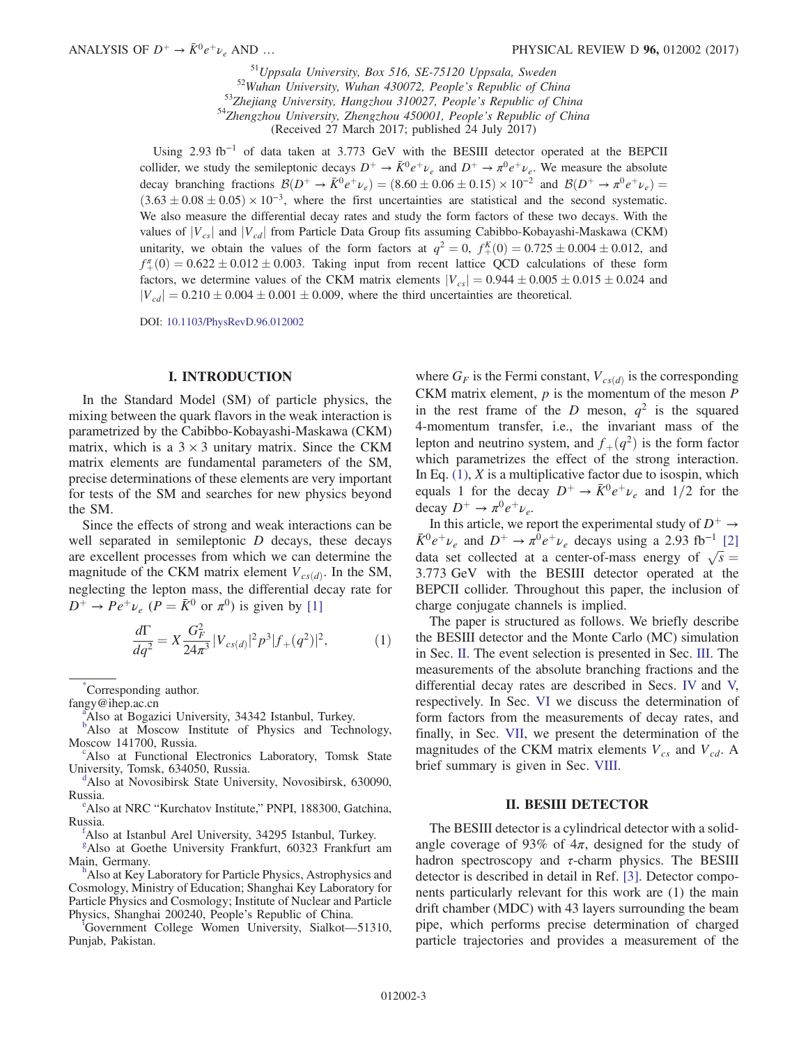[51]Uppsala University, Box 516, SE-75120 Uppsala, Sweden
[52]Wuhan University, Wuhan 430072, People's Republic of China
[53]Zhejiang University, Hangzhou 310027, People's Republic of China
[54]Zhengzhou University, Zhengzhou 450001, People's Republic of China
(Received 27 March 2017; published 24 July 2017)

Using 2.93 $\mathrm{fb}^{-1}$ of data taken at 3.773 GeV with the BESIII detector operated at the BEPCII collider, we study the semileptonic decays $D^+ \to \bar{K}^0 e^+ \nu_e$ and $D^+ \to \pi^0 e^+ \nu_e$. We measure the absolute decay branching fractions $\mathcal{B}(D^+ \to \bar{K}^0 e^+ \nu_e) = (8.60 \pm 0.06 \pm 0.15) \times 10^{-2}$ and $\mathcal{B}(D^+ \to \pi^0 e^+ \nu_e) = (3.63 \pm 0.08 \pm 0.05) \times 10^{-3}$, where the first uncertainties are statistical and the second systematic. We also measure the differential decay rates and study the form factors of these two decays. With the values of $|V_{cs}|$ and $|V_{cd}|$ from Particle Data Group fits assuming Cabibbo-Kobayashi-Maskawa (CKM) unitarity, we obtain the values of the form factors at $q^2 = 0$, $f_+^K(0) = 0.725 \pm 0.004 \pm 0.012$, and $f_+^\pi(0) = 0.622 \pm 0.012 \pm 0.003$. Taking input from recent lattice QCD calculations of these form factors, we determine values of the CKM matrix elements $|V_{cs}| = 0.944 \pm 0.005 \pm 0.015 \pm 0.024$ and $|V_{cd}| = 0.210 \pm 0.004 \pm 0.001 \pm 0.009$, where the third uncertainties are theoretical.

DOI: 10.1103/PhysRevD.96.012002

## I. INTRODUCTION

In the Standard Model (SM) of particle physics, the mixing between the quark flavors in the weak interaction is parametrized by the Cabibbo-Kobayashi-Maskawa (CKM) matrix, which is a $3 \times 3$ unitary matrix. Since the CKM matrix elements are fundamental parameters of the SM, precise determinations of these elements are very important for tests of the SM and searches for new physics beyond the SM.

Since the effects of strong and weak interactions can be well separated in semileptonic $D$ decays, these decays are excellent processes from which we can determine the magnitude of the CKM matrix element $V_{cs(d)}$. In the SM, neglecting the lepton mass, the differential decay rate for $D^+ \to P e^+ \nu_e$ ($P = \bar{K}^0$ or $\pi^0$) is given by [1]

$$\frac{d\Gamma}{dq^2} = X \frac{G_F^2}{24\pi^3} |V_{cs(d)}|^2 p^3 |f_+(q^2)|^2, \tag{1}$$

where $G_F$ is the Fermi constant, $V_{cs(d)}$ is the corresponding CKM matrix element, $p$ is the momentum of the meson $P$ in the rest frame of the $D$ meson, $q^2$ is the squared 4-momentum transfer, i.e., the invariant mass of the lepton and neutrino system, and $f_+(q^2)$ is the form factor which parametrizes the effect of the strong interaction. In Eq. (1), $X$ is a multiplicative factor due to isospin, which equals 1 for the decay $D^+ \to \bar{K}^0 e^+ \nu_e$ and $1/2$ for the decay $D^+ \to \pi^0 e^+ \nu_e$.

In this article, we report the experimental study of $D^+ \to \bar{K}^0 e^+ \nu_e$ and $D^+ \to \pi^0 e^+ \nu_e$ decays using a 2.93 $\mathrm{fb}^{-1}$ [2] data set collected at a center-of-mass energy of $\sqrt{s} = 3.773$ GeV with the BESIII detector operated at the BEPCII collider. Throughout this paper, the inclusion of charge conjugate channels is implied.

The paper is structured as follows. We briefly describe the BESIII detector and the Monte Carlo (MC) simulation in Sec. II. The event selection is presented in Sec. III. The measurements of the absolute branching fractions and the differential decay rates are described in Secs. IV and V, respectively. In Sec. VI we discuss the determination of form factors from the measurements of decay rates, and finally, in Sec. VII, we present the determination of the magnitudes of the CKM matrix elements $V_{cs}$ and $V_{cd}$. A brief summary is given in Sec. VIII.

## II. BESIII DETECTOR

The BESIII detector is a cylindrical detector with a solid-angle coverage of 93% of $4\pi$, designed for the study of hadron spectroscopy and $\tau$-charm physics. The BESIII detector is described in detail in Ref. [3]. Detector components particularly relevant for this work are (1) the main drift chamber (MDC) with 43 layers surrounding the beam pipe, which performs precise determination of charged particle trajectories and provides a measurement of the

---

[*]Corresponding author.
fangy@ihep.ac.cn
[a]Also at Bogazici University, 34342 Istanbul, Turkey.
[b]Also at Moscow Institute of Physics and Technology, Moscow 141700, Russia.
[c]Also at Functional Electronics Laboratory, Tomsk State University, Tomsk, 634050, Russia.
[d]Also at Novosibirsk State University, Novosibirsk, 630090, Russia.
[e]Also at NRC "Kurchatov Institute," PNPI, 188300, Gatchina, Russia.
[f]Also at Istanbul Arel University, 34295 Istanbul, Turkey.
[g]Also at Goethe University Frankfurt, 60323 Frankfurt am Main, Germany.
[h]Also at Key Laboratory for Particle Physics, Astrophysics and Cosmology, Ministry of Education; Shanghai Key Laboratory for Particle Physics and Cosmology; Institute of Nuclear and Particle Physics, Shanghai 200240, People's Republic of China.
[i]Government College Women University, Sialkot—51310, Punjab, Pakistan.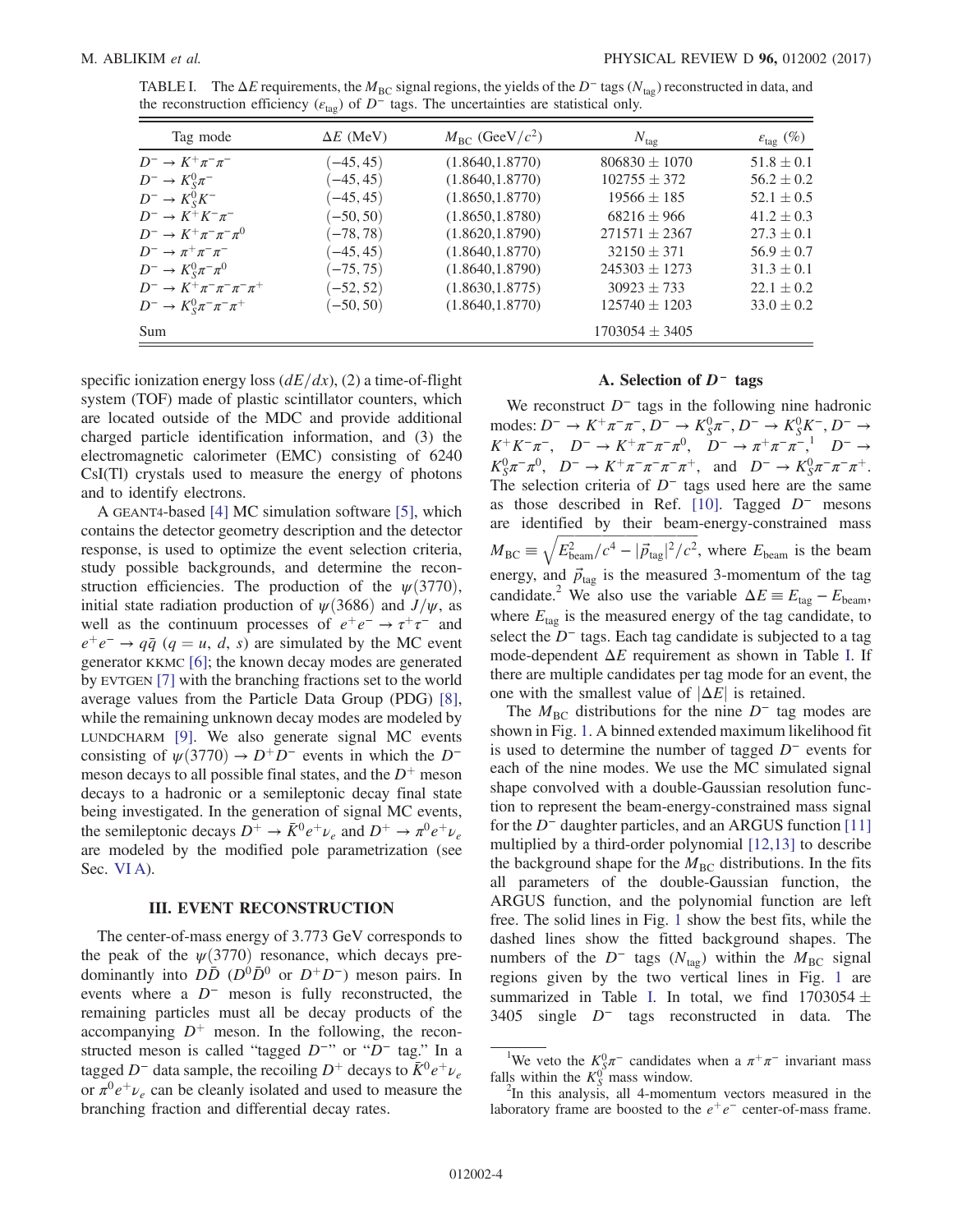TABLE I. The $\Delta E$ requirements, the $M_{\rm BC}$ signal regions, the yields of the $D^-$ tags ($N_{\rm tag}$) reconstructed in data, and the reconstruction efficiency ($\varepsilon_{\rm tag}$) of $D^-$ tags. The uncertainties are statistical only.

| Tag mode | $\Delta E$ (MeV) | $M_{\rm BC}$ (GeV/$c^2$) | $N_{\rm tag}$ | $\varepsilon_{\rm tag}$ (%) |
|---|---|---|---|---|
| $D^- \to K^+\pi^-\pi^-$ | $(-45, 45)$ | (1.8640,1.8770) | $806830 \pm 1070$ | $51.8 \pm 0.1$ |
| $D^- \to K^0_S\pi^-$ | $(-45, 45)$ | (1.8640,1.8770) | $102755 \pm 372$ | $56.2 \pm 0.2$ |
| $D^- \to K^0_S K^-$ | $(-45, 45)$ | (1.8650,1.8770) | $19566 \pm 185$ | $52.1 \pm 0.5$ |
| $D^- \to K^+K^-\pi^-$ | $(-50, 50)$ | (1.8650,1.8780) | $68216 \pm 966$ | $41.2 \pm 0.3$ |
| $D^- \to K^+\pi^-\pi^-\pi^0$ | $(-78, 78)$ | (1.8620,1.8790) | $271571 \pm 2367$ | $27.3 \pm 0.1$ |
| $D^- \to \pi^+\pi^-\pi^-$ | $(-45, 45)$ | (1.8640,1.8770) | $32150 \pm 371$ | $56.9 \pm 0.7$ |
| $D^- \to K^0_S\pi^-\pi^0$ | $(-75, 75)$ | (1.8640,1.8790) | $245303 \pm 1273$ | $31.3 \pm 0.1$ |
| $D^- \to K^+\pi^-\pi^-\pi^-\pi^+$ | $(-52, 52)$ | (1.8630,1.8775) | $30923 \pm 733$ | $22.1 \pm 0.2$ |
| $D^- \to K^0_S\pi^-\pi^-\pi^+$ | $(-50, 50)$ | (1.8640,1.8770) | $125740 \pm 1203$ | $33.0 \pm 0.2$ |
| Sum | | | $1703054 \pm 3405$ | |

specific ionization energy loss ($dE/dx$), (2) a time-of-flight system (TOF) made of plastic scintillator counters, which are located outside of the MDC and provide additional charged particle identification information, and (3) the electromagnetic calorimeter (EMC) consisting of 6240 CsI(Tl) crystals used to measure the energy of photons and to identify electrons.

A GEANT4-based [4] MC simulation software [5], which contains the detector geometry description and the detector response, is used to optimize the event selection criteria, study possible backgrounds, and determine the reconstruction efficiencies. The production of the $\psi(3770)$, initial state radiation production of $\psi(3686)$ and $J/\psi$, as well as the continuum processes of $e^+e^- \to \tau^+\tau^-$ and $e^+e^- \to q\bar{q}$ ($q = u$, $d$, $s$) are simulated by the MC event generator KKMC [6]; the known decay modes are generated by EVTGEN [7] with the branching fractions set to the world average values from the Particle Data Group (PDG) [8], while the remaining unknown decay modes are modeled by LUNDCHARM [9]. We also generate signal MC events consisting of $\psi(3770) \to D^+D^-$ events in which the $D^-$ meson decays to all possible final states, and the $D^+$ meson decays to a hadronic or a semileptonic decay final state being investigated. In the generation of signal MC events, the semileptonic decays $D^+ \to \bar{K}^0 e^+\nu_e$ and $D^+ \to \pi^0 e^+\nu_e$ are modeled by the modified pole parametrization (see Sec. VI A).

## III. EVENT RECONSTRUCTION

The center-of-mass energy of 3.773 GeV corresponds to the peak of the $\psi(3770)$ resonance, which decays predominantly into $D\bar{D}$ ($D^0\bar{D}^0$ or $D^+D^-$) meson pairs. In events where a $D^-$ meson is fully reconstructed, the remaining particles must all be decay products of the accompanying $D^+$ meson. In the following, the reconstructed meson is called "tagged $D^-$" or "$D^-$ tag." In a tagged $D^-$ data sample, the recoiling $D^+$ decays to $\bar{K}^0 e^+\nu_e$ or $\pi^0 e^+\nu_e$ can be cleanly isolated and used to measure the branching fraction and differential decay rates.

### A. Selection of $D^-$ tags

We reconstruct $D^-$ tags in the following nine hadronic modes: $D^- \to K^+\pi^-\pi^-$, $D^- \to K^0_S\pi^-$, $D^- \to K^0_S K^-$, $D^- \to K^+K^-\pi^-$, $D^- \to K^+\pi^-\pi^-\pi^0$, $D^- \to \pi^+\pi^-\pi^-$,[1] $D^- \to K^0_S\pi^-\pi^0$, $D^- \to K^+\pi^-\pi^-\pi^-\pi^+$, and $D^- \to K^0_S\pi^-\pi^-\pi^+$. The selection criteria of $D^-$ tags used here are the same as those described in Ref. [10]. Tagged $D^-$ mesons are identified by their beam-energy-constrained mass $M_{\rm BC} \equiv \sqrt{E^2_{\rm beam}/c^4 - |\vec{p}_{\rm tag}|^2/c^2}$, where $E_{\rm beam}$ is the beam energy, and $\vec{p}_{\rm tag}$ is the measured 3-momentum of the tag candidate.[2] We also use the variable $\Delta E \equiv E_{\rm tag} - E_{\rm beam}$, where $E_{\rm tag}$ is the measured energy of the tag candidate, to select the $D^-$ tags. Each tag candidate is subjected to a tag mode-dependent $\Delta E$ requirement as shown in Table I. If there are multiple candidates per tag mode for an event, the one with the smallest value of $|\Delta E|$ is retained.

The $M_{\rm BC}$ distributions for the nine $D^-$ tag modes are shown in Fig. 1. A binned extended maximum likelihood fit is used to determine the number of tagged $D^-$ events for each of the nine modes. We use the MC simulated signal shape convolved with a double-Gaussian resolution function to represent the beam-energy-constrained mass signal for the $D^-$ daughter particles, and an ARGUS function [11] multiplied by a third-order polynomial [12,13] to describe the background shape for the $M_{\rm BC}$ distributions. In the fits all parameters of the double-Gaussian function, the ARGUS function, and the polynomial function are left free. The solid lines in Fig. 1 show the best fits, while the dashed lines show the fitted background shapes. The numbers of the $D^-$ tags ($N_{\rm tag}$) within the $M_{\rm BC}$ signal regions given by the two vertical lines in Fig. 1 are summarized in Table I. In total, we find $1703054 \pm 3405$ single $D^-$ tags reconstructed in data. The

[1] We veto the $K^0_S\pi^-$ candidates when a $\pi^+\pi^-$ invariant mass falls within the $K^0_S$ mass window.

[2] In this analysis, all 4-momentum vectors measured in the laboratory frame are boosted to the $e^+e^-$ center-of-mass frame.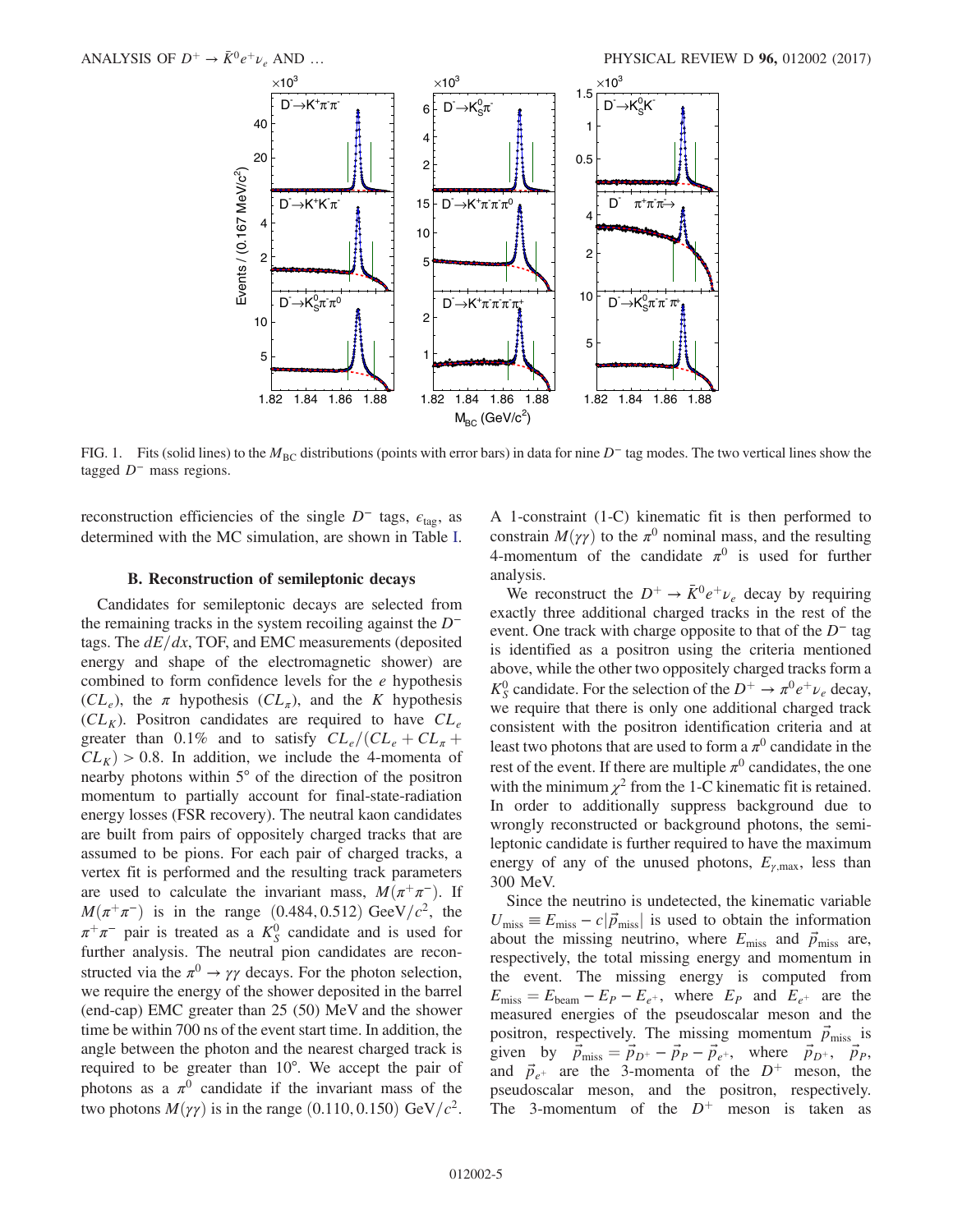FIG. 1. Fits (solid lines) to the $M_{\rm BC}$ distributions (points with error bars) in data for nine $D^-$ tag modes. The two vertical lines show the tagged $D^-$ mass regions.

reconstruction efficiencies of the single $D^-$ tags, $\epsilon_{\rm tag}$, as determined with the MC simulation, are shown in Table I.

### B. Reconstruction of semileptonic decays

Candidates for semileptonic decays are selected from the remaining tracks in the system recoiling against the $D^-$ tags. The $dE/dx$, TOF, and EMC measurements (deposited energy and shape of the electromagnetic shower) are combined to form confidence levels for the $e$ hypothesis ($CL_e$), the $\pi$ hypothesis ($CL_\pi$), and the $K$ hypothesis ($CL_K$). Positron candidates are required to have $CL_e$ greater than 0.1% and to satisfy $CL_e/(CL_e + CL_\pi + CL_K) > 0.8$. In addition, we include the 4-momenta of nearby photons within 5° of the direction of the positron momentum to partially account for final-state-radiation energy losses (FSR recovery). The neutral kaon candidates are built from pairs of oppositely charged tracks that are assumed to be pions. For each pair of charged tracks, a vertex fit is performed and the resulting track parameters are used to calculate the invariant mass, $M(\pi^+\pi^-)$. If $M(\pi^+\pi^-)$ is in the range $(0.484, 0.512)$ GeV$/c^2$, the $\pi^+\pi^-$ pair is treated as a $K_S^0$ candidate and is used for further analysis. The neutral pion candidates are reconstructed via the $\pi^0 \to \gamma\gamma$ decays. For the photon selection, we require the energy of the shower deposited in the barrel (end-cap) EMC greater than 25 (50) MeV and the shower time be within 700 ns of the event start time. In addition, the angle between the photon and the nearest charged track is required to be greater than 10°. We accept the pair of photons as a $\pi^0$ candidate if the invariant mass of the two photons $M(\gamma\gamma)$ is in the range $(0.110, 0.150)$ GeV$/c^2$. A 1-constraint (1-C) kinematic fit is then performed to constrain $M(\gamma\gamma)$ to the $\pi^0$ nominal mass, and the resulting 4-momentum of the candidate $\pi^0$ is used for further analysis.

We reconstruct the $D^+ \to \bar{K}^0 e^+ \nu_e$ decay by requiring exactly three additional charged tracks in the rest of the event. One track with charge opposite to that of the $D^-$ tag is identified as a positron using the criteria mentioned above, while the other two oppositely charged tracks form a $K_S^0$ candidate. For the selection of the $D^+ \to \pi^0 e^+ \nu_e$ decay, we require that there is only one additional charged track consistent with the positron identification criteria and at least two photons that are used to form a $\pi^0$ candidate in the rest of the event. If there are multiple $\pi^0$ candidates, the one with the minimum $\chi^2$ from the 1-C kinematic fit is retained. In order to additionally suppress background due to wrongly reconstructed or background photons, the semileptonic candidate is further required to have the maximum energy of any of the unused photons, $E_{\gamma,\rm max}$, less than 300 MeV.

Since the neutrino is undetected, the kinematic variable $U_{\rm miss} \equiv E_{\rm miss} - c|\vec{p}_{\rm miss}|$ is used to obtain the information about the missing neutrino, where $E_{\rm miss}$ and $\vec{p}_{\rm miss}$ are, respectively, the total missing energy and momentum in the event. The missing energy is computed from $E_{\rm miss} = E_{\rm beam} - E_P - E_{e^+}$, where $E_P$ and $E_{e^+}$ are the measured energies of the pseudoscalar meson and the positron, respectively. The missing momentum $\vec{p}_{\rm miss}$ is given by $\vec{p}_{\rm miss} = \vec{p}_{D^+} - \vec{p}_P - \vec{p}_{e^+}$, where $\vec{p}_{D^+}$, $\vec{p}_P$, and $\vec{p}_{e^+}$ are the 3-momenta of the $D^+$ meson, the pseudoscalar meson, and the positron, respectively. The 3-momentum of the $D^+$ meson is taken as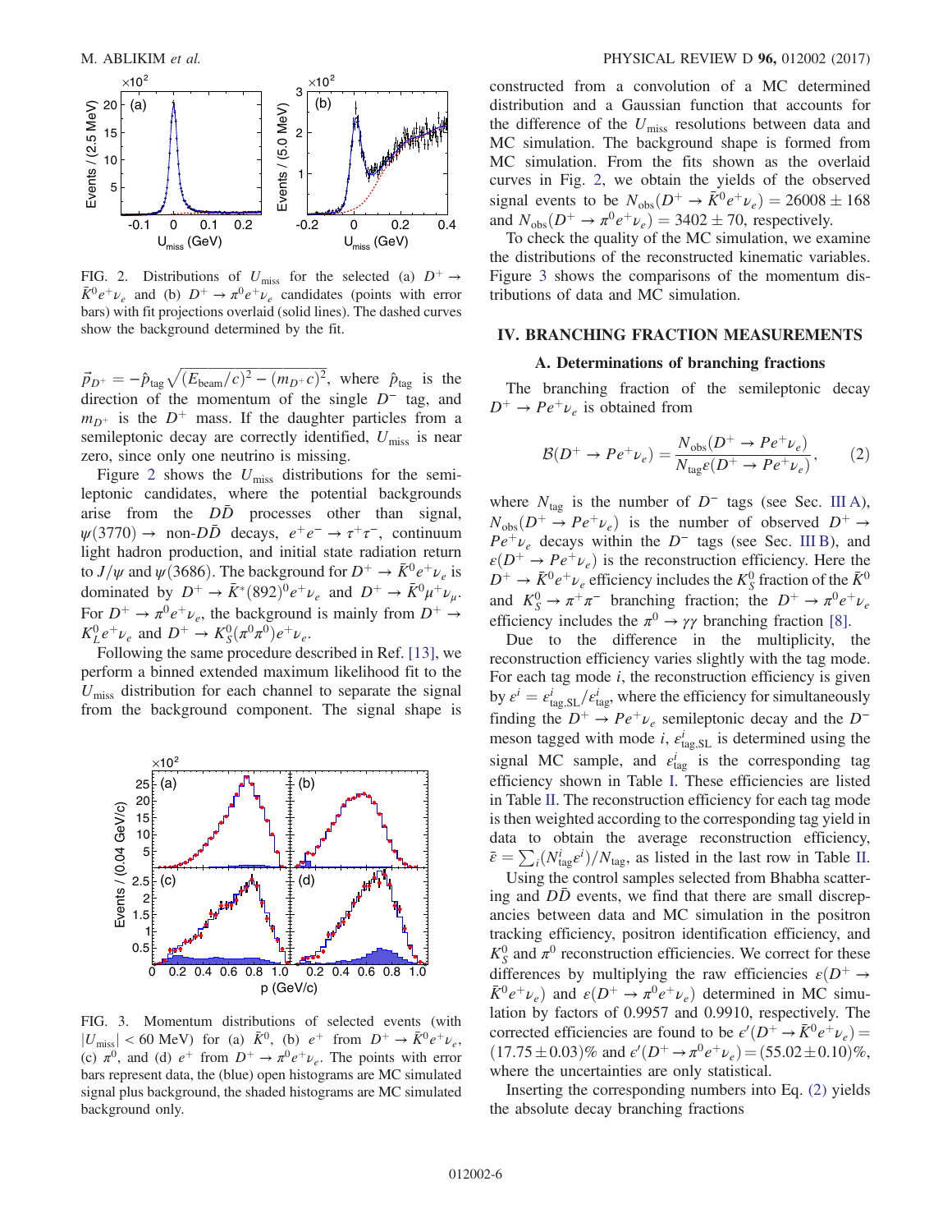FIG. 2. Distributions of $U_{\text{miss}}$ for the selected (a) $D^+ \to \bar{K}^0 e^+ \nu_e$ and (b) $D^+ \to \pi^0 e^+ \nu_e$ candidates (points with error bars) with fit projections overlaid (solid lines). The dashed curves show the background determined by the fit.

$\vec{p}_{D^+} = -\hat{p}_{\text{tag}} \sqrt{(E_{\text{beam}}/c)^2 - (m_{D^+}c)^2}$, where $\hat{p}_{\text{tag}}$ is the direction of the momentum of the single $D^-$ tag, and $m_{D^+}$ is the $D^+$ mass. If the daughter particles from a semileptonic decay are correctly identified, $U_{\text{miss}}$ is near zero, since only one neutrino is missing.

Figure 2 shows the $U_{\text{miss}}$ distributions for the semileptonic candidates, where the potential backgrounds arise from the $D\bar{D}$ processes other than signal, $\psi(3770) \to$ non-$D\bar{D}$ decays, $e^+e^- \to \tau^+\tau^-$, continuum light hadron production, and initial state radiation return to $J/\psi$ and $\psi(3686)$. The background for $D^+ \to \bar{K}^0 e^+ \nu_e$ is dominated by $D^+ \to \bar{K}^*(892)^0 e^+ \nu_e$ and $D^+ \to \bar{K}^0 \mu^+ \nu_\mu$. For $D^+ \to \pi^0 e^+ \nu_e$, the background is mainly from $D^+ \to K_L^0 e^+ \nu_e$ and $D^+ \to K_S^0(\pi^0\pi^0) e^+ \nu_e$.

Following the same procedure described in Ref. [13], we perform a binned extended maximum likelihood fit to the $U_{\text{miss}}$ distribution for each channel to separate the signal from the background component. The signal shape is constructed from a convolution of a MC determined distribution and a Gaussian function that accounts for the difference of the $U_{\text{miss}}$ resolutions between data and MC simulation. The background shape is formed from MC simulation. From the fits shown as the overlaid curves in Fig. 2, we obtain the yields of the observed signal events to be $N_{\text{obs}}(D^+ \to \bar{K}^0 e^+ \nu_e) = 26008 \pm 168$ and $N_{\text{obs}}(D^+ \to \pi^0 e^+ \nu_e) = 3402 \pm 70$, respectively.

To check the quality of the MC simulation, we examine the distributions of the reconstructed kinematic variables. Figure 3 shows the comparisons of the momentum distributions of data and MC simulation.

FIG. 3. Momentum distributions of selected events (with $|U_{\text{miss}}| < 60$ MeV) for (a) $\bar{K}^0$, (b) $e^+$ from $D^+ \to \bar{K}^0 e^+ \nu_e$, (c) $\pi^0$, and (d) $e^+$ from $D^+ \to \pi^0 e^+ \nu_e$. The points with error bars represent data, the (blue) open histograms are MC simulated signal plus background, the shaded histograms are MC simulated background only.

## IV. BRANCHING FRACTION MEASUREMENTS

### A. Determinations of branching fractions

The branching fraction of the semileptonic decay $D^+ \to P e^+ \nu_e$ is obtained from

$$\mathcal{B}(D^+ \to P e^+ \nu_e) = \frac{N_{\text{obs}}(D^+ \to P e^+ \nu_e)}{N_{\text{tag}} \varepsilon(D^+ \to P e^+ \nu_e)}, \quad (2)$$

where $N_{\text{tag}}$ is the number of $D^-$ tags (see Sec. III A), $N_{\text{obs}}(D^+ \to P e^+ \nu_e)$ is the number of observed $D^+ \to P e^+ \nu_e$ decays within the $D^-$ tags (see Sec. III B), and $\varepsilon(D^+ \to P e^+ \nu_e)$ is the reconstruction efficiency. Here the $D^+ \to \bar{K}^0 e^+ \nu_e$ efficiency includes the $K_S^0$ fraction of the $\bar{K}^0$ and $K_S^0 \to \pi^+\pi^-$ branching fraction; the $D^+ \to \pi^0 e^+ \nu_e$ efficiency includes the $\pi^0 \to \gamma\gamma$ branching fraction [8].

Due to the difference in the multiplicity, the reconstruction efficiency varies slightly with the tag mode. For each tag mode $i$, the reconstruction efficiency is given by $\varepsilon^i = \varepsilon^i_{\text{tag,SL}}/\varepsilon^i_{\text{tag}}$, where the efficiency for simultaneously finding the $D^+ \to P e^+ \nu_e$ semileptonic decay and the $D^-$ meson tagged with mode $i$, $\varepsilon^i_{\text{tag,SL}}$ is determined using the signal MC sample, and $\varepsilon^i_{\text{tag}}$ is the corresponding tag efficiency shown in Table I. These efficiencies are listed in Table II. The reconstruction efficiency for each tag mode is then weighted according to the corresponding tag yield in data to obtain the average reconstruction efficiency, $\bar{\varepsilon} = \sum_i (N^i_{\text{tag}} \varepsilon^i)/N_{\text{tag}}$, as listed in the last row in Table II.

Using the control samples selected from Bhabha scattering and $D\bar{D}$ events, we find that there are small discrepancies between data and MC simulation in the positron tracking efficiency, positron identification efficiency, and $K_S^0$ and $\pi^0$ reconstruction efficiencies. We correct for these differences by multiplying the raw efficiencies $\varepsilon(D^+ \to \bar{K}^0 e^+ \nu_e)$ and $\varepsilon(D^+ \to \pi^0 e^+ \nu_e)$ determined in MC simulation by factors of 0.9957 and 0.9910, respectively. The corrected efficiencies are found to be $\varepsilon'(D^+ \to \bar{K}^0 e^+ \nu_e) = (17.75 \pm 0.03)\%$ and $\varepsilon'(D^+ \to \pi^0 e^+ \nu_e) = (55.02 \pm 0.10)\%$, where the uncertainties are only statistical.

Inserting the corresponding numbers into Eq. (2) yields the absolute decay branching fractions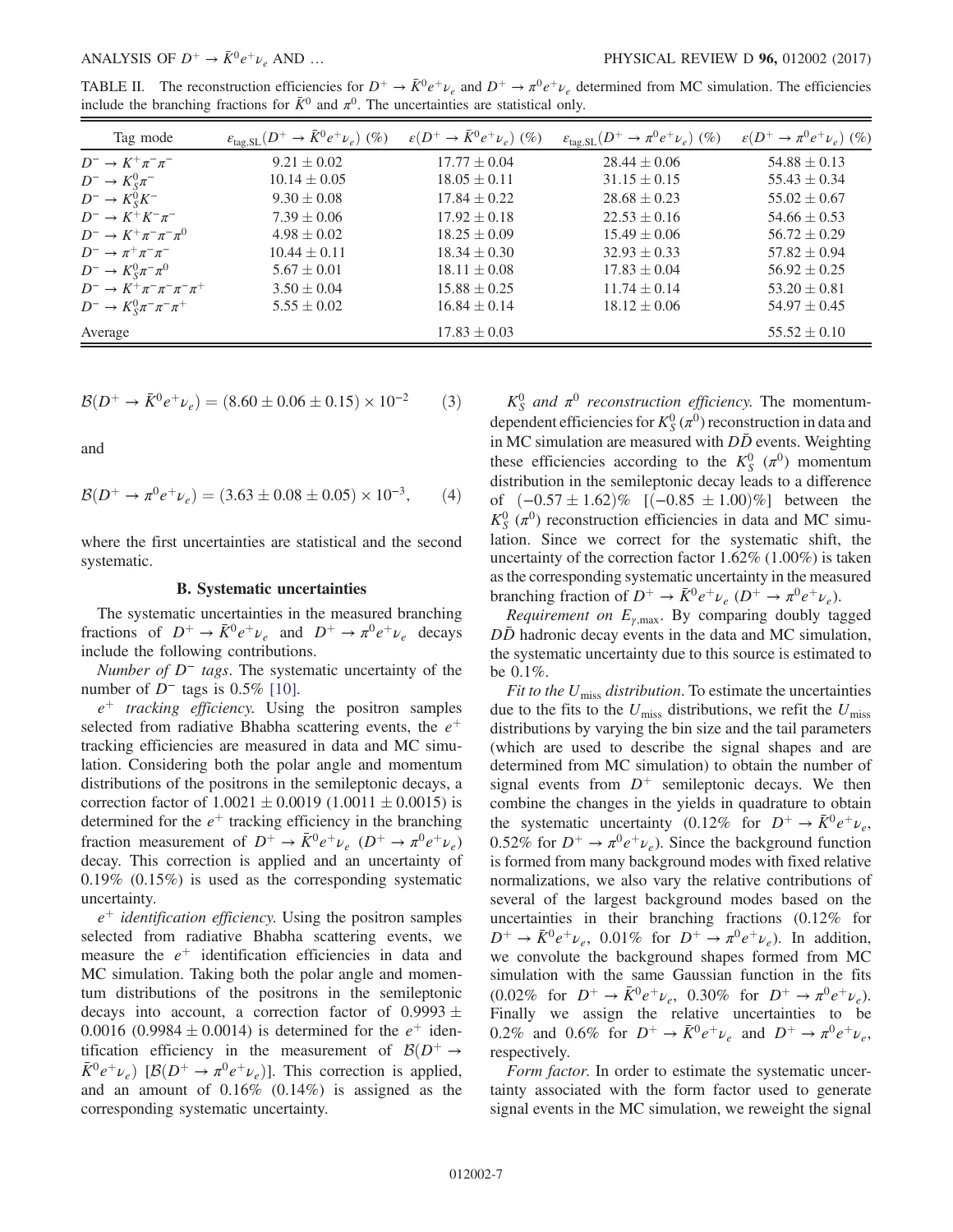TABLE II. The reconstruction efficiencies for $D^+ \to \bar{K}^0 e^+ \nu_e$ and $D^+ \to \pi^0 e^+ \nu_e$ determined from MC simulation. The efficiencies include the branching fractions for $\bar{K}^0$ and $\pi^0$. The uncertainties are statistical only.

| Tag mode | $\varepsilon_{\mathrm{tag,SL}}(D^+ \to \bar{K}^0 e^+ \nu_e)$ (%) | $\varepsilon(D^+ \to \bar{K}^0 e^+ \nu_e)$ (%) | $\varepsilon_{\mathrm{tag,SL}}(D^+ \to \pi^0 e^+ \nu_e)$ (%) | $\varepsilon(D^+ \to \pi^0 e^+ \nu_e)$ (%) |
|---|---|---|---|---|
| $D^- \to K^+\pi^-\pi^-$ | $9.21 \pm 0.02$ | $17.77 \pm 0.04$ | $28.44 \pm 0.06$ | $54.88 \pm 0.13$ |
| $D^- \to K_S^0\pi^-$ | $10.14 \pm 0.05$ | $18.05 \pm 0.11$ | $31.15 \pm 0.15$ | $55.43 \pm 0.34$ |
| $D^- \to K_S^0 K^-$ | $9.30 \pm 0.08$ | $17.84 \pm 0.22$ | $28.68 \pm 0.23$ | $55.02 \pm 0.67$ |
| $D^- \to K^+K^-\pi^-$ | $7.39 \pm 0.06$ | $17.92 \pm 0.18$ | $22.53 \pm 0.16$ | $54.66 \pm 0.53$ |
| $D^- \to K^+\pi^-\pi^-\pi^0$ | $4.98 \pm 0.02$ | $18.25 \pm 0.09$ | $15.49 \pm 0.06$ | $56.72 \pm 0.29$ |
| $D^- \to \pi^+\pi^-\pi^-$ | $10.44 \pm 0.11$ | $18.34 \pm 0.30$ | $32.93 \pm 0.33$ | $57.82 \pm 0.94$ |
| $D^- \to K_S^0\pi^-\pi^0$ | $5.67 \pm 0.01$ | $18.11 \pm 0.08$ | $17.83 \pm 0.04$ | $56.92 \pm 0.25$ |
| $D^- \to K^+\pi^-\pi^-\pi^-\pi^+$ | $3.50 \pm 0.04$ | $15.88 \pm 0.25$ | $11.74 \pm 0.14$ | $53.20 \pm 0.81$ |
| $D^- \to K_S^0\pi^-\pi^-\pi^+$ | $5.55 \pm 0.02$ | $16.84 \pm 0.14$ | $18.12 \pm 0.06$ | $54.97 \pm 0.45$ |
| Average | | $17.83 \pm 0.03$ | | $55.52 \pm 0.10$ |

$$\mathcal{B}(D^+ \to \bar{K}^0 e^+ \nu_e) = (8.60 \pm 0.06 \pm 0.15) \times 10^{-2} \qquad (3)$$

and

$$\mathcal{B}(D^+ \to \pi^0 e^+ \nu_e) = (3.63 \pm 0.08 \pm 0.05) \times 10^{-3}, \qquad (4)$$

where the first uncertainties are statistical and the second systematic.

### B. Systematic uncertainties

The systematic uncertainties in the measured branching fractions of $D^+ \to \bar{K}^0 e^+ \nu_e$ and $D^+ \to \pi^0 e^+ \nu_e$ decays include the following contributions.

*Number of $D^-$ tags*. The systematic uncertainty of the number of $D^-$ tags is 0.5% [10].

*$e^+$ tracking efficiency*. Using the positron samples selected from radiative Bhabha scattering events, the $e^+$ tracking efficiencies are measured in data and MC simulation. Considering both the polar angle and momentum distributions of the positrons in the semileptonic decays, a correction factor of $1.0021 \pm 0.0019$ ($1.0011 \pm 0.0015$) is determined for the $e^+$ tracking efficiency in the branching fraction measurement of $D^+ \to \bar{K}^0 e^+ \nu_e$ ($D^+ \to \pi^0 e^+ \nu_e$) decay. This correction is applied and an uncertainty of 0.19% (0.15%) is used as the corresponding systematic uncertainty.

*$e^+$ identification efficiency*. Using the positron samples selected from radiative Bhabha scattering events, we measure the $e^+$ identification efficiencies in data and MC simulation. Taking both the polar angle and momentum distributions of the positrons in the semileptonic decays into account, a correction factor of $0.9993 \pm 0.0016$ ($0.9984 \pm 0.0014$) is determined for the $e^+$ identification efficiency in the measurement of $\mathcal{B}(D^+ \to \bar{K}^0 e^+ \nu_e)$ [$\mathcal{B}(D^+ \to \pi^0 e^+ \nu_e)$]. This correction is applied, and an amount of 0.16% (0.14%) is assigned as the corresponding systematic uncertainty.

*$K_S^0$ and $\pi^0$ reconstruction efficiency*. The momentum-dependent efficiencies for $K_S^0$ ($\pi^0$) reconstruction in data and in MC simulation are measured with $D\bar{D}$ events. Weighting these efficiencies according to the $K_S^0$ ($\pi^0$) momentum distribution in the semileptonic decay leads to a difference of $(-0.57 \pm 1.62)\%$ [$(-0.85 \pm 1.00)\%$] between the $K_S^0$ ($\pi^0$) reconstruction efficiencies in data and MC simulation. Since we correct for the systematic shift, the uncertainty of the correction factor 1.62% (1.00%) is taken as the corresponding systematic uncertainty in the measured branching fraction of $D^+ \to \bar{K}^0 e^+ \nu_e$ ($D^+ \to \pi^0 e^+ \nu_e$).

*Requirement on $E_{\gamma,\max}$*. By comparing doubly tagged $D\bar{D}$ hadronic decay events in the data and MC simulation, the systematic uncertainty due to this source is estimated to be 0.1%.

*Fit to the $U_{\mathrm{miss}}$ distribution*. To estimate the uncertainties due to the fits to the $U_{\mathrm{miss}}$ distributions, we refit the $U_{\mathrm{miss}}$ distributions by varying the bin size and the tail parameters (which are used to describe the signal shapes and are determined from MC simulation) to obtain the number of signal events from $D^+$ semileptonic decays. We then combine the changes in the yields in quadrature to obtain the systematic uncertainty (0.12% for $D^+ \to \bar{K}^0 e^+ \nu_e$, 0.52% for $D^+ \to \pi^0 e^+ \nu_e$). Since the background function is formed from many background modes with fixed relative normalizations, we also vary the relative contributions of several of the largest background modes based on the uncertainties in their branching fractions (0.12% for $D^+ \to \bar{K}^0 e^+ \nu_e$, 0.01% for $D^+ \to \pi^0 e^+ \nu_e$). In addition, we convolute the background shapes formed from MC simulation with the same Gaussian function in the fits (0.02% for $D^+ \to \bar{K}^0 e^+ \nu_e$, 0.30% for $D^+ \to \pi^0 e^+ \nu_e$). Finally we assign the relative uncertainties to be 0.2% and 0.6% for $D^+ \to \bar{K}^0 e^+ \nu_e$ and $D^+ \to \pi^0 e^+ \nu_e$, respectively.

*Form factor*. In order to estimate the systematic uncertainty associated with the form factor used to generate signal events in the MC simulation, we reweight the signal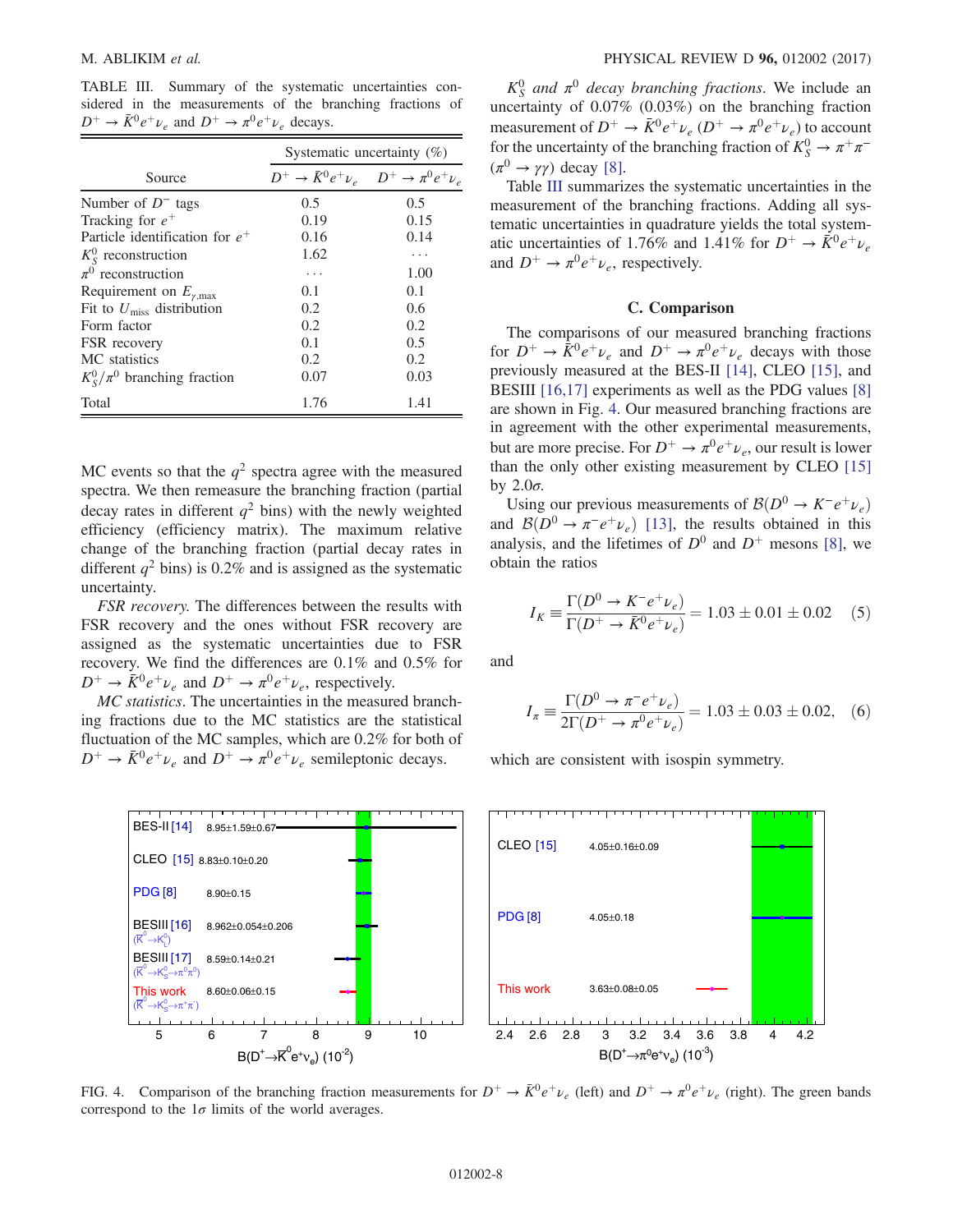TABLE III. Summary of the systematic uncertainties considered in the measurements of the branching fractions of $D^+ \to \bar{K}^0 e^+ \nu_e$ and $D^+ \to \pi^0 e^+ \nu_e$ decays.

| Source | Systematic uncertainty (%) | |
|---|---|---|
| | $D^+ \to \bar{K}^0 e^+ \nu_e$ | $D^+ \to \pi^0 e^+ \nu_e$ |
| Number of $D^-$ tags | 0.5 | 0.5 |
| Tracking for $e^+$ | 0.19 | 0.15 |
| Particle identification for $e^+$ | 0.16 | 0.14 |
| $K_S^0$ reconstruction | 1.62 | ⋯ |
| $\pi^0$ reconstruction | ⋯ | 1.00 |
| Requirement on $E_{\gamma,\max}$ | 0.1 | 0.1 |
| Fit to $U_{\rm miss}$ distribution | 0.2 | 0.6 |
| Form factor | 0.2 | 0.2 |
| FSR recovery | 0.1 | 0.5 |
| MC statistics | 0.2 | 0.2 |
| $K_S^0/\pi^0$ branching fraction | 0.07 | 0.03 |
| Total | 1.76 | 1.41 |

MC events so that the $q^2$ spectra agree with the measured spectra. We then remeasure the branching fraction (partial decay rates in different $q^2$ bins) with the newly weighted efficiency (efficiency matrix). The maximum relative change of the branching fraction (partial decay rates in different $q^2$ bins) is 0.2% and is assigned as the systematic uncertainty.

*FSR recovery.* The differences between the results with FSR recovery and the ones without FSR recovery are assigned as the systematic uncertainties due to FSR recovery. We find the differences are 0.1% and 0.5% for $D^+ \to \bar{K}^0 e^+ \nu_e$ and $D^+ \to \pi^0 e^+ \nu_e$, respectively.

*MC statistics*. The uncertainties in the measured branching fractions due to the MC statistics are the statistical fluctuation of the MC samples, which are 0.2% for both of $D^+ \to \bar{K}^0 e^+ \nu_e$ and $D^+ \to \pi^0 e^+ \nu_e$ semileptonic decays.

*$K_S^0$ and $\pi^0$ decay branching fractions*. We include an uncertainty of 0.07% (0.03%) on the branching fraction measurement of $D^+ \to \bar{K}^0 e^+ \nu_e$ ($D^+ \to \pi^0 e^+ \nu_e$) to account for the uncertainty of the branching fraction of $K_S^0 \to \pi^+ \pi^-$ ($\pi^0 \to \gamma\gamma$) decay [8].

Table III summarizes the systematic uncertainties in the measurement of the branching fractions. Adding all systematic uncertainties in quadrature yields the total systematic uncertainties of 1.76% and 1.41% for $D^+ \to \bar{K}^0 e^+ \nu_e$ and $D^+ \to \pi^0 e^+ \nu_e$, respectively.

### C. Comparison

The comparisons of our measured branching fractions for $D^+ \to \bar{K}^0 e^+ \nu_e$ and $D^+ \to \pi^0 e^+ \nu_e$ decays with those previously measured at the BES-II [14], CLEO [15], and BESIII [16,17] experiments as well as the PDG values [8] are shown in Fig. 4. Our measured branching fractions are in agreement with the other experimental measurements, but are more precise. For $D^+ \to \pi^0 e^+ \nu_e$, our result is lower than the only other existing measurement by CLEO [15] by $2.0\sigma$.

Using our previous measurements of $\mathcal{B}(D^0 \to K^- e^+ \nu_e)$ and $\mathcal{B}(D^0 \to \pi^- e^+ \nu_e)$ [13], the results obtained in this analysis, and the lifetimes of $D^0$ and $D^+$ mesons [8], we obtain the ratios

$$I_K \equiv \frac{\Gamma(D^0 \to K^- e^+ \nu_e)}{\Gamma(D^+ \to \bar{K}^0 e^+ \nu_e)} = 1.03 \pm 0.01 \pm 0.02 \quad (5)$$

and

$$I_\pi \equiv \frac{\Gamma(D^0 \to \pi^- e^+ \nu_e)}{2\Gamma(D^+ \to \pi^0 e^+ \nu_e)} = 1.03 \pm 0.03 \pm 0.02, \quad (6)$$

which are consistent with isospin symmetry.

FIG. 4. Comparison of the branching fraction measurements for $D^+ \to \bar{K}^0 e^+ \nu_e$ (left) and $D^+ \to \pi^0 e^+ \nu_e$ (right). The green bands correspond to the $1\sigma$ limits of the world averages.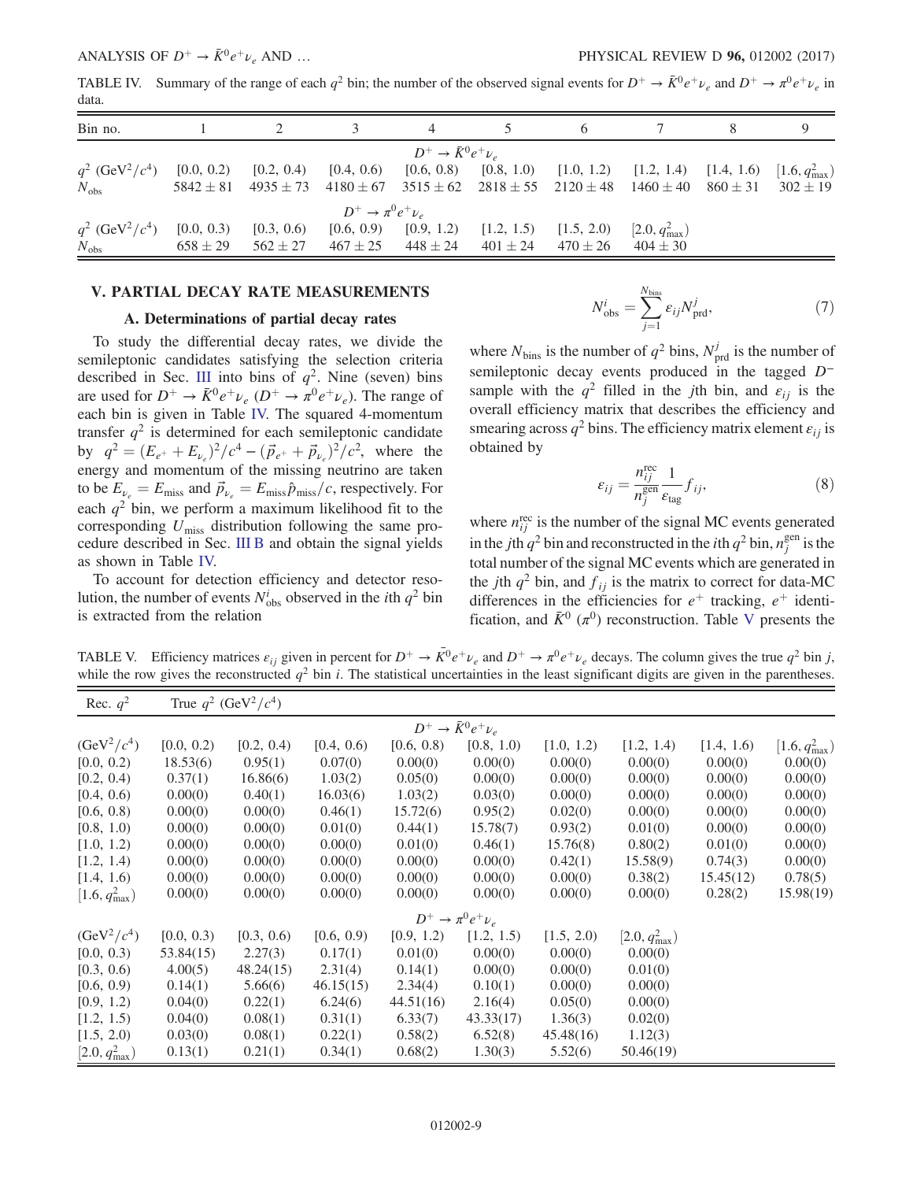TABLE IV. Summary of the range of each $q^2$ bin; the number of the observed signal events for $D^+ \to \bar{K}^0 e^+ \nu_e$ and $D^+ \to \pi^0 e^+ \nu_e$ in data.

| Bin no. | 1 | 2 | 3 | 4 | 5 | 6 | 7 | 8 | 9 |
|---|---|---|---|---|---|---|---|---|---|
| | | | | $D^+ \to \bar{K}^0 e^+ \nu_e$ | | | | | |
| $q^2$ (GeV$^2/c^4$) | [0.0, 0.2) | [0.2, 0.4) | [0.4, 0.6) | [0.6, 0.8) | [0.8, 1.0) | [1.0, 1.2) | [1.2, 1.4) | [1.4, 1.6) | $[1.6, q^2_{\max})$ |
| $N_{\rm obs}$ | $5842 \pm 81$ | $4935 \pm 73$ | $4180 \pm 67$ | $3515 \pm 62$ | $2818 \pm 55$ | $2120 \pm 48$ | $1460 \pm 40$ | $860 \pm 31$ | $302 \pm 19$ |
| | | | | $D^+ \to \pi^0 e^+ \nu_e$ | | | | | |
| $q^2$ (GeV$^2/c^4$) | [0.0, 0.3) | [0.3, 0.6) | [0.6, 0.9) | [0.9, 1.2) | [1.2, 1.5) | [1.5, 2.0) | $[2.0, q^2_{\max})$ | | |
| $N_{\rm obs}$ | $658 \pm 29$ | $562 \pm 27$ | $467 \pm 25$ | $448 \pm 24$ | $401 \pm 24$ | $470 \pm 26$ | $404 \pm 30$ | | |

## V. PARTIAL DECAY RATE MEASUREMENTS

### A. Determinations of partial decay rates

To study the differential decay rates, we divide the semileptonic candidates satisfying the selection criteria described in Sec. III into bins of $q^2$. Nine (seven) bins are used for $D^+ \to \bar{K}^0 e^+ \nu_e$ ($D^+ \to \pi^0 e^+ \nu_e$). The range of each bin is given in Table IV. The squared 4-momentum transfer $q^2$ is determined for each semileptonic candidate by $q^2 = (E_{e^+} + E_{\nu_e})^2/c^4 - (\vec{p}_{e^+} + \vec{p}_{\nu_e})^2/c^2$, where the energy and momentum of the missing neutrino are taken to be $E_{\nu_e} = E_{\rm miss}$ and $\vec{p}_{\nu_e} = E_{\rm miss}\hat{p}_{\rm miss}/c$, respectively. For each $q^2$ bin, we perform a maximum likelihood fit to the corresponding $U_{\rm miss}$ distribution following the same procedure described in Sec. III B and obtain the signal yields as shown in Table IV.

To account for detection efficiency and detector resolution, the number of events $N^i_{\rm obs}$ observed in the $i$th $q^2$ bin is extracted from the relation

$$N^i_{\rm obs} = \sum_{j=1}^{N_{\rm bins}} \varepsilon_{ij} N^j_{\rm prd}, \tag{7}$$

where $N_{\rm bins}$ is the number of $q^2$ bins, $N^j_{\rm prd}$ is the number of semileptonic decay events produced in the tagged $D^-$ sample with the $q^2$ filled in the $j$th bin, and $\varepsilon_{ij}$ is the overall efficiency matrix that describes the efficiency and smearing across $q^2$ bins. The efficiency matrix element $\varepsilon_{ij}$ is obtained by

$$\varepsilon_{ij} = \frac{n^{\rm rec}_{ij}}{n^{\rm gen}_j} \frac{1}{\varepsilon_{\rm tag}} f_{ij}, \tag{8}$$

where $n^{\rm rec}_{ij}$ is the number of the signal MC events generated in the $j$th $q^2$ bin and reconstructed in the $i$th $q^2$ bin, $n^{\rm gen}_j$ is the total number of the signal MC events which are generated in the $j$th $q^2$ bin, and $f_{ij}$ is the matrix to correct for data-MC differences in the efficiencies for $e^+$ tracking, $e^+$ identification, and $\bar{K}^0$ ($\pi^0$) reconstruction. Table V presents the

TABLE V. Efficiency matrices $\varepsilon_{ij}$ given in percent for $D^+ \to \bar{K}^0 e^+ \nu_e$ and $D^+ \to \pi^0 e^+ \nu_e$ decays. The column gives the true $q^2$ bin $j$, while the row gives the reconstructed $q^2$ bin $i$. The statistical uncertainties in the least significant digits are given in the parentheses.

| Rec. $q^2$ | True $q^2$ (GeV$^2/c^4$) | | | | | | | | |
|---|---|---|---|---|---|---|---|---|---|
| | | | | $D^+ \to \bar{K}^0 e^+ \nu_e$ | | | | | |
| (GeV$^2/c^4$) | [0.0, 0.2) | [0.2, 0.4) | [0.4, 0.6) | [0.6, 0.8) | [0.8, 1.0) | [1.0, 1.2) | [1.2, 1.4) | [1.4, 1.6) | $[1.6, q^2_{\max})$ |
| [0.0, 0.2) | 18.53(6) | 0.95(1) | 0.07(0) | 0.00(0) | 0.00(0) | 0.00(0) | 0.00(0) | 0.00(0) | 0.00(0) |
| [0.2, 0.4) | 0.37(1) | 16.86(6) | 1.03(2) | 0.05(0) | 0.00(0) | 0.00(0) | 0.00(0) | 0.00(0) | 0.00(0) |
| [0.4, 0.6) | 0.00(0) | 0.40(1) | 16.03(6) | 1.03(2) | 0.03(0) | 0.00(0) | 0.00(0) | 0.00(0) | 0.00(0) |
| [0.6, 0.8) | 0.00(0) | 0.00(0) | 0.46(1) | 15.72(6) | 0.95(2) | 0.02(0) | 0.00(0) | 0.00(0) | 0.00(0) |
| [0.8, 1.0) | 0.00(0) | 0.00(0) | 0.01(0) | 0.44(1) | 15.78(7) | 0.93(2) | 0.01(0) | 0.00(0) | 0.00(0) |
| [1.0, 1.2) | 0.00(0) | 0.00(0) | 0.00(0) | 0.01(0) | 0.46(1) | 15.76(8) | 0.80(2) | 0.01(0) | 0.00(0) |
| [1.2, 1.4) | 0.00(0) | 0.00(0) | 0.00(0) | 0.00(0) | 0.00(0) | 0.42(1) | 15.58(9) | 0.74(3) | 0.00(0) |
| [1.4, 1.6) | 0.00(0) | 0.00(0) | 0.00(0) | 0.00(0) | 0.00(0) | 0.00(0) | 0.38(2) | 15.45(12) | 0.78(5) |
| $[1.6, q^2_{\max})$ | 0.00(0) | 0.00(0) | 0.00(0) | 0.00(0) | 0.00(0) | 0.00(0) | 0.00(0) | 0.28(2) | 15.98(19) |
| | | | | $D^+ \to \pi^0 e^+ \nu_e$ | | | | | |
| (GeV$^2/c^4$) | [0.0, 0.3) | [0.3, 0.6) | [0.6, 0.9) | [0.9, 1.2) | [1.2, 1.5) | [1.5, 2.0) | $[2.0, q^2_{\max})$ | | |
| [0.0, 0.3) | 53.84(15) | 2.27(3) | 0.17(1) | 0.01(0) | 0.00(0) | 0.00(0) | 0.00(0) | | |
| [0.3, 0.6) | 4.00(5) | 48.24(15) | 2.31(4) | 0.14(1) | 0.00(0) | 0.00(0) | 0.01(0) | | |
| [0.6, 0.9) | 0.14(1) | 5.66(6) | 46.15(15) | 2.34(4) | 0.10(1) | 0.00(0) | 0.00(0) | | |
| [0.9, 1.2) | 0.04(0) | 0.22(1) | 6.24(6) | 44.51(16) | 2.16(4) | 0.05(0) | 0.00(0) | | |
| [1.2, 1.5) | 0.04(0) | 0.08(1) | 0.31(1) | 6.33(7) | 43.33(17) | 1.36(3) | 0.02(0) | | |
| [1.5, 2.0) | 0.03(0) | 0.08(1) | 0.22(1) | 0.58(2) | 6.52(8) | 45.48(16) | 1.12(3) | | |
| $[2.0, q^2_{\max})$ | 0.13(1) | 0.21(1) | 0.34(1) | 0.68(2) | 1.30(3) | 5.52(6) | 50.46(19) | | |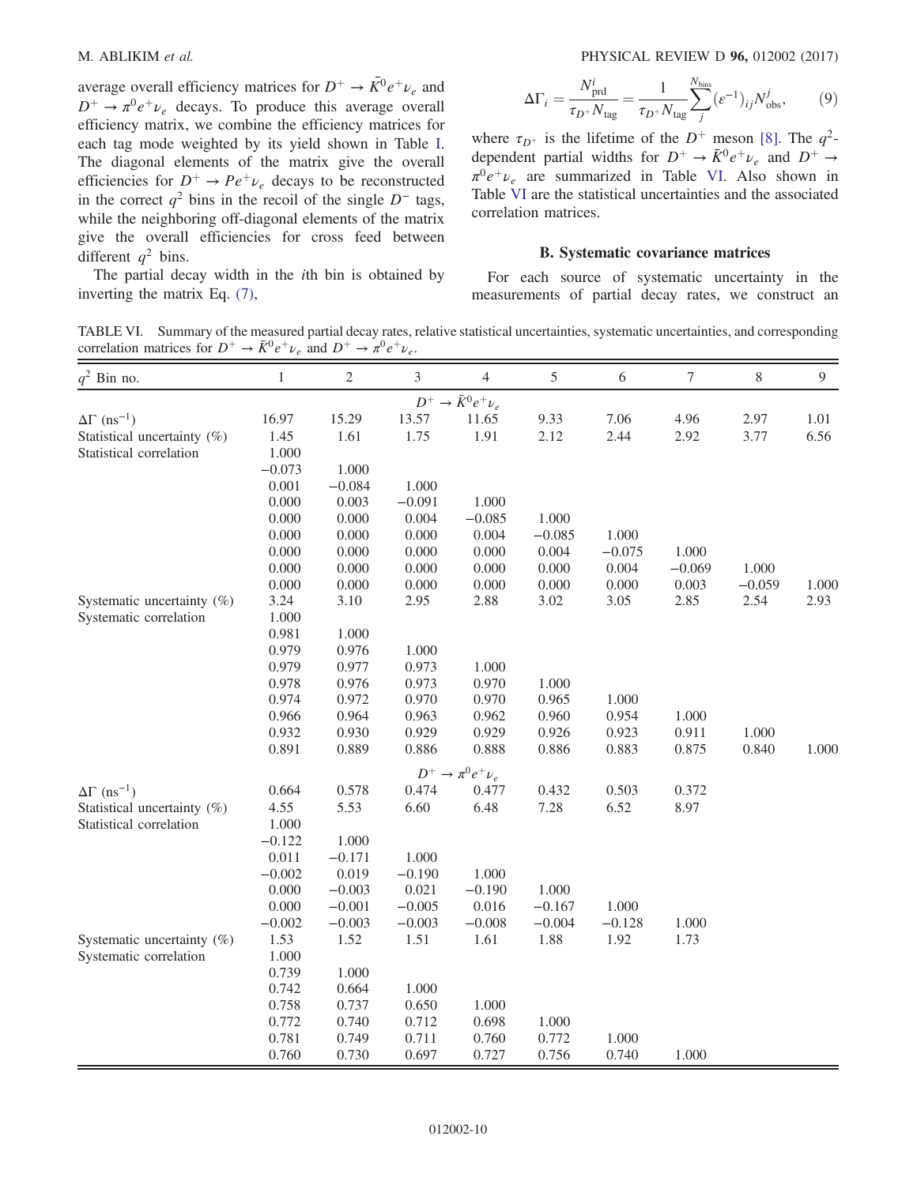average overall efficiency matrices for $D^+ \to \bar{K}^0 e^+ \nu_e$ and $D^+ \to \pi^0 e^+ \nu_e$ decays. To produce this average overall efficiency matrix, we combine the efficiency matrices for each tag mode weighted by its yield shown in Table I. The diagonal elements of the matrix give the overall efficiencies for $D^+ \to P e^+ \nu_e$ decays to be reconstructed in the correct $q^2$ bins in the recoil of the single $D^-$ tags, while the neighboring off-diagonal elements of the matrix give the overall efficiencies for cross feed between different $q^2$ bins.

The partial decay width in the $i$th bin is obtained by inverting the matrix Eq. (7),

$$\Delta\Gamma_i = \frac{N^i_{\rm prd}}{\tau_{D^+} N_{\rm tag}} = \frac{1}{\tau_{D^+} N_{\rm tag}} \sum_j^{N_{\rm bins}} (\varepsilon^{-1})_{ij} N^j_{\rm obs}, \tag{9}$$

where $\tau_{D^+}$ is the lifetime of the $D^+$ meson [8]. The $q^2$-dependent partial widths for $D^+ \to \bar{K}^0 e^+ \nu_e$ and $D^+ \to \pi^0 e^+ \nu_e$ are summarized in Table VI. Also shown in Table VI are the statistical uncertainties and the associated correlation matrices.

### B. Systematic covariance matrices

For each source of systematic uncertainty in the measurements of partial decay rates, we construct an

TABLE VI. Summary of the measured partial decay rates, relative statistical uncertainties, systematic uncertainties, and corresponding correlation matrices for $D^+ \to \bar{K}^0 e^+ \nu_e$ and $D^+ \to \pi^0 e^+ \nu_e$.

| $q^2$ Bin no. | 1 | 2 | 3 | 4 | 5 | 6 | 7 | 8 | 9 |
|---|---|---|---|---|---|---|---|---|---|
| | | | | $D^+ \to \bar{K}^0 e^+ \nu_e$ | | | | | |
| $\Delta\Gamma$ (ns$^{-1}$) | 16.97 | 15.29 | 13.57 | 11.65 | 9.33 | 7.06 | 4.96 | 2.97 | 1.01 |
| Statistical uncertainty (%) | 1.45 | 1.61 | 1.75 | 1.91 | 2.12 | 2.44 | 2.92 | 3.77 | 6.56 |
| Statistical correlation | 1.000 | | | | | | | | |
| | −0.073 | 1.000 | | | | | | | |
| | 0.001 | −0.084 | 1.000 | | | | | | |
| | 0.000 | 0.003 | −0.091 | 1.000 | | | | | |
| | 0.000 | 0.000 | 0.004 | −0.085 | 1.000 | | | | |
| | 0.000 | 0.000 | 0.000 | 0.004 | −0.085 | 1.000 | | | |
| | 0.000 | 0.000 | 0.000 | 0.000 | 0.004 | −0.075 | 1.000 | | |
| | 0.000 | 0.000 | 0.000 | 0.000 | 0.000 | 0.004 | −0.069 | 1.000 | |
| | 0.000 | 0.000 | 0.000 | 0.000 | 0.000 | 0.000 | 0.003 | −0.059 | 1.000 |
| Systematic uncertainty (%) | 3.24 | 3.10 | 2.95 | 2.88 | 3.02 | 3.05 | 2.85 | 2.54 | 2.93 |
| Systematic correlation | 1.000 | | | | | | | | |
| | 0.981 | 1.000 | | | | | | | |
| | 0.979 | 0.976 | 1.000 | | | | | | |
| | 0.979 | 0.977 | 0.973 | 1.000 | | | | | |
| | 0.978 | 0.976 | 0.973 | 0.970 | 1.000 | | | | |
| | 0.974 | 0.972 | 0.970 | 0.970 | 0.965 | 1.000 | | | |
| | 0.966 | 0.964 | 0.963 | 0.962 | 0.960 | 0.954 | 1.000 | | |
| | 0.932 | 0.930 | 0.929 | 0.929 | 0.926 | 0.923 | 0.911 | 1.000 | |
| | 0.891 | 0.889 | 0.886 | 0.888 | 0.886 | 0.883 | 0.875 | 0.840 | 1.000 |
| | | | | $D^+ \to \pi^0 e^+ \nu_e$ | | | | | |
| $\Delta\Gamma$ (ns$^{-1}$) | 0.664 | 0.578 | 0.474 | 0.477 | 0.432 | 0.503 | 0.372 | | |
| Statistical uncertainty (%) | 4.55 | 5.53 | 6.60 | 6.48 | 7.28 | 6.52 | 8.97 | | |
| Statistical correlation | 1.000 | | | | | | | | |
| | −0.122 | 1.000 | | | | | | | |
| | 0.011 | −0.171 | 1.000 | | | | | | |
| | −0.002 | 0.019 | −0.190 | 1.000 | | | | | |
| | 0.000 | −0.003 | 0.021 | −0.190 | 1.000 | | | | |
| | 0.000 | −0.001 | −0.005 | 0.016 | −0.167 | 1.000 | | | |
| | −0.002 | −0.003 | −0.003 | −0.008 | −0.004 | −0.128 | 1.000 | | |
| Systematic uncertainty (%) | 1.53 | 1.52 | 1.51 | 1.61 | 1.88 | 1.92 | 1.73 | | |
| Systematic correlation | 1.000 | | | | | | | | |
| | 0.739 | 1.000 | | | | | | | |
| | 0.742 | 0.664 | 1.000 | | | | | | |
| | 0.758 | 0.737 | 0.650 | 1.000 | | | | | |
| | 0.772 | 0.740 | 0.712 | 0.698 | 1.000 | | | | |
| | 0.781 | 0.749 | 0.711 | 0.760 | 0.772 | 1.000 | | | |
| | 0.760 | 0.730 | 0.697 | 0.727 | 0.756 | 0.740 | 1.000 | | |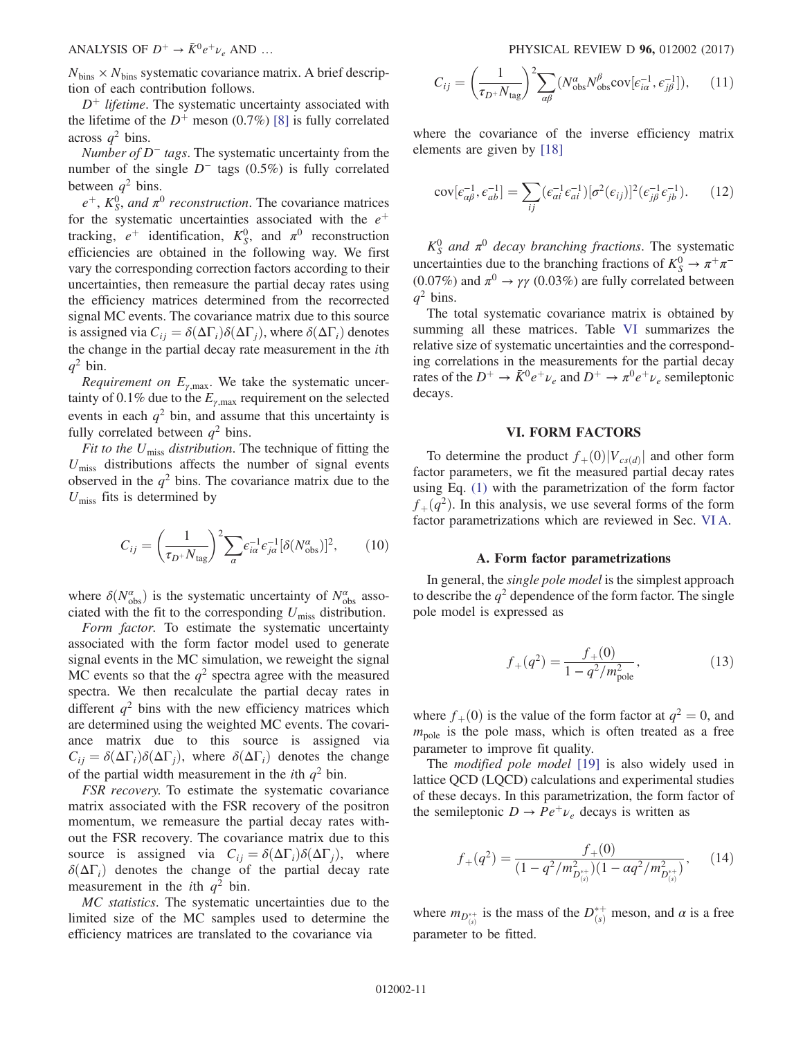$N_{\rm bins} \times N_{\rm bins}$ systematic covariance matrix. A brief description of each contribution follows.

*$D^+$ lifetime*. The systematic uncertainty associated with the lifetime of the $D^+$ meson (0.7%) [8] is fully correlated across $q^2$ bins.

*Number of $D^-$ tags*. The systematic uncertainty from the number of the single $D^-$ tags (0.5%) is fully correlated between $q^2$ bins.

*$e^+$, $K_S^0$, and $\pi^0$ reconstruction*. The covariance matrices for the systematic uncertainties associated with the $e^+$ tracking, $e^+$ identification, $K_S^0$, and $\pi^0$ reconstruction efficiencies are obtained in the following way. We first vary the corresponding correction factors according to their uncertainties, then remeasure the partial decay rates using the efficiency matrices determined from the recorrected signal MC events. The covariance matrix due to this source is assigned via $C_{ij} = \delta(\Delta\Gamma_i)\delta(\Delta\Gamma_j)$, where $\delta(\Delta\Gamma_i)$ denotes the change in the partial decay rate measurement in the $i$th $q^2$ bin.

*Requirement on $E_{\gamma,\rm max}$*. We take the systematic uncertainty of 0.1% due to the $E_{\gamma,\rm max}$ requirement on the selected events in each $q^2$ bin, and assume that this uncertainty is fully correlated between $q^2$ bins.

*Fit to the $U_{\rm miss}$ distribution*. The technique of fitting the $U_{\rm miss}$ distributions affects the number of signal events observed in the $q^2$ bins. The covariance matrix due to the $U_{\rm miss}$ fits is determined by

$$C_{ij} = \left(\frac{1}{\tau_{D^+} N_{\rm tag}}\right)^2 \sum_\alpha \epsilon^{-1}_{i\alpha} \epsilon^{-1}_{j\alpha} [\delta(N^\alpha_{\rm obs})]^2, \tag{10}$$

where $\delta(N^\alpha_{\rm obs})$ is the systematic uncertainty of $N^\alpha_{\rm obs}$ associated with the fit to the corresponding $U_{\rm miss}$ distribution.

*Form factor*. To estimate the systematic uncertainty associated with the form factor model used to generate signal events in the MC simulation, we reweight the signal MC events so that the $q^2$ spectra agree with the measured spectra. We then recalculate the partial decay rates in different $q^2$ bins with the new efficiency matrices which are determined using the weighted MC events. The covariance matrix due to this source is assigned via $C_{ij} = \delta(\Delta\Gamma_i)\delta(\Delta\Gamma_j)$, where $\delta(\Delta\Gamma_i)$ denotes the change of the partial width measurement in the $i$th $q^2$ bin.

*FSR recovery*. To estimate the systematic covariance matrix associated with the FSR recovery of the positron momentum, we remeasure the partial decay rates without the FSR recovery. The covariance matrix due to this source is assigned via $C_{ij} = \delta(\Delta\Gamma_i)\delta(\Delta\Gamma_j)$, where $\delta(\Delta\Gamma_i)$ denotes the change of the partial decay rate measurement in the $i$th $q^2$ bin.

*MC statistics*. The systematic uncertainties due to the limited size of the MC samples used to determine the efficiency matrices are translated to the covariance via

$$C_{ij} = \left(\frac{1}{\tau_{D^+} N_{\rm tag}}\right)^2 \sum_{\alpha\beta} (N^\alpha_{\rm obs} N^\beta_{\rm obs} {\rm cov}[\epsilon^{-1}_{i\alpha}, \epsilon^{-1}_{j\beta}]), \tag{11}$$

where the covariance of the inverse efficiency matrix elements are given by [18]

$${\rm cov}[\epsilon^{-1}_{\alpha\beta}, \epsilon^{-1}_{ab}] = \sum_{ij} (\epsilon^{-1}_{\alpha i} \epsilon^{-1}_{ai}) [\sigma^2(\epsilon_{ij})]^2 (\epsilon^{-1}_{j\beta} \epsilon^{-1}_{jb}). \tag{12}$$

*$K_S^0$ and $\pi^0$ decay branching fractions*. The systematic uncertainties due to the branching fractions of $K_S^0 \to \pi^+\pi^-$ (0.07%) and $\pi^0 \to \gamma\gamma$ (0.03%) are fully correlated between $q^2$ bins.

The total systematic covariance matrix is obtained by summing all these matrices. Table VI summarizes the relative size of systematic uncertainties and the corresponding correlations in the measurements for the partial decay rates of the $D^+ \to \bar{K}^0 e^+ \nu_e$ and $D^+ \to \pi^0 e^+ \nu_e$ semileptonic decays.

## VI. FORM FACTORS

To determine the product $f_+(0)|V_{cs(d)}|$ and other form factor parameters, we fit the measured partial decay rates using Eq. (1) with the parametrization of the form factor $f_+(q^2)$. In this analysis, we use several forms of the form factor parametrizations which are reviewed in Sec. VI A.

### A. Form factor parametrizations

In general, the *single pole model* is the simplest approach to describe the $q^2$ dependence of the form factor. The single pole model is expressed as

$$f_+(q^2) = \frac{f_+(0)}{1 - q^2/m^2_{\rm pole}}, \tag{13}$$

where $f_+(0)$ is the value of the form factor at $q^2 = 0$, and $m_{\rm pole}$ is the pole mass, which is often treated as a free parameter to improve fit quality.

The *modified pole model* [19] is also widely used in lattice QCD (LQCD) calculations and experimental studies of these decays. In this parametrization, the form factor of the semileptonic $D \to P e^+ \nu_e$ decays is written as

$$f_+(q^2) = \frac{f_+(0)}{(1 - q^2/m^2_{D^{*+}_{(s)}})(1 - \alpha q^2/m^2_{D^{*+}_{(s)}})}, \tag{14}$$

where $m_{D^{*+}_{(s)}}$ is the mass of the $D^{*+}_{(s)}$ meson, and $\alpha$ is a free parameter to be fitted.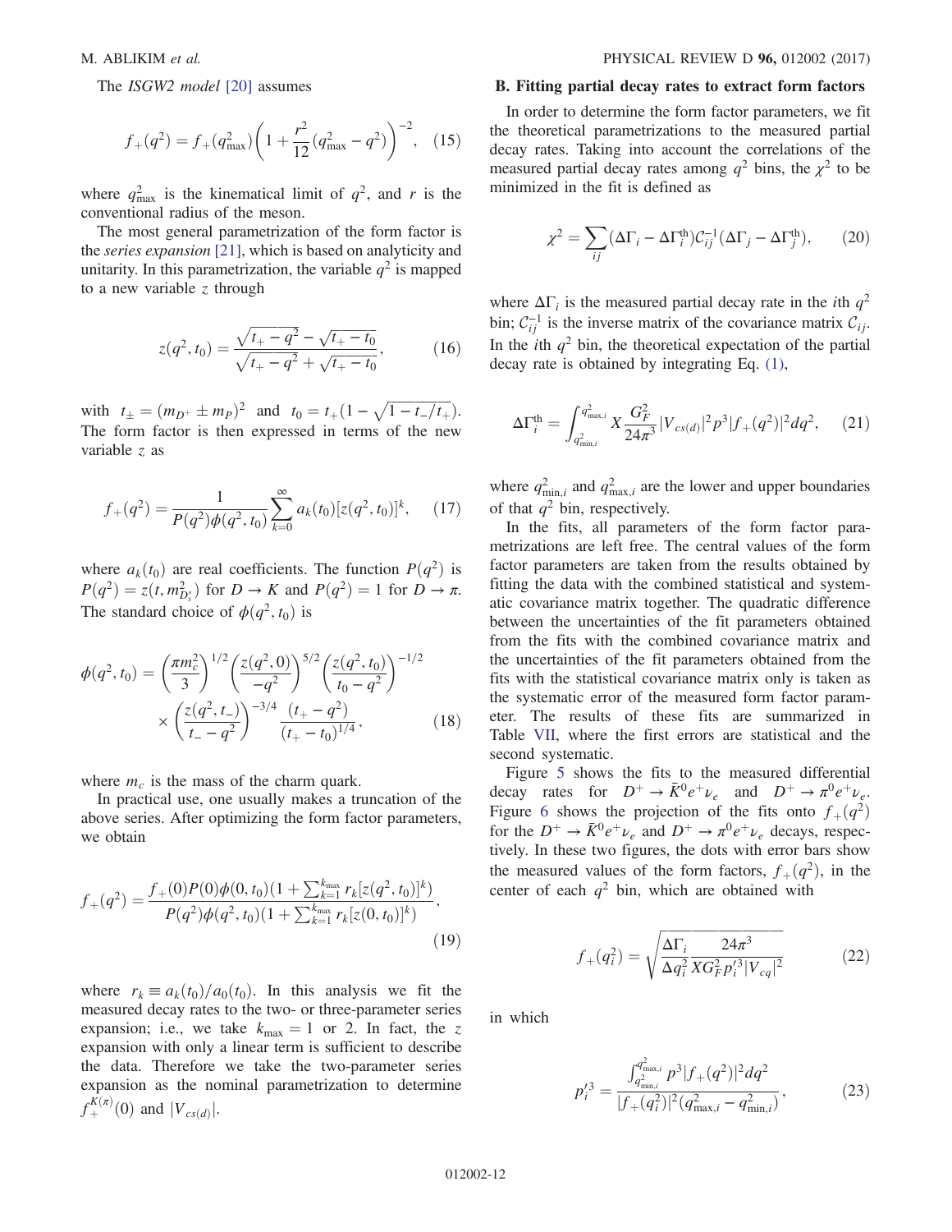The *ISGW2 model* [20] assumes

$$f_+(q^2) = f_+(q^2_{\rm max})\left(1 + \frac{r^2}{12}(q^2_{\rm max} - q^2)\right)^{-2}, \quad (15)$$

where $q^2_{\rm max}$ is the kinematical limit of $q^2$, and $r$ is the conventional radius of the meson.

The most general parametrization of the form factor is the *series expansion* [21], which is based on analyticity and unitarity. In this parametrization, the variable $q^2$ is mapped to a new variable $z$ through

$$z(q^2, t_0) = \frac{\sqrt{t_+ - q^2} - \sqrt{t_+ - t_0}}{\sqrt{t_+ - q^2} + \sqrt{t_+ - t_0}}, \quad (16)$$

with $t_\pm = (m_{D^+} \pm m_P)^2$ and $t_0 = t_+(1 - \sqrt{1 - t_-/t_+})$. The form factor is then expressed in terms of the new variable $z$ as

$$f_+(q^2) = \frac{1}{P(q^2)\phi(q^2, t_0)} \sum_{k=0}^{\infty} a_k(t_0)[z(q^2, t_0)]^k, \quad (17)$$

where $a_k(t_0)$ are real coefficients. The function $P(q^2)$ is $P(q^2) = z(t, m^2_{D_s^*})$ for $D \to K$ and $P(q^2) = 1$ for $D \to \pi$. The standard choice of $\phi(q^2, t_0)$ is

$$\phi(q^2, t_0) = \left(\frac{\pi m_c^2}{3}\right)^{1/2} \left(\frac{z(q^2, 0)}{-q^2}\right)^{5/2} \left(\frac{z(q^2, t_0)}{t_0 - q^2}\right)^{-1/2} \times \left(\frac{z(q^2, t_-)}{t_- - q^2}\right)^{-3/4} \frac{(t_+ - q^2)}{(t_+ - t_0)^{1/4}}, \quad (18)$$

where $m_c$ is the mass of the charm quark.

In practical use, one usually makes a truncation of the above series. After optimizing the form factor parameters, we obtain

$$f_+(q^2) = \frac{f_+(0)P(0)\phi(0, t_0)(1 + \sum_{k=1}^{k_{\rm max}} r_k [z(q^2, t_0)]^k)}{P(q^2)\phi(q^2, t_0)(1 + \sum_{k=1}^{k_{\rm max}} r_k [z(0, t_0)]^k)}, \quad (19)$$

where $r_k \equiv a_k(t_0)/a_0(t_0)$. In this analysis we fit the measured decay rates to the two- or three-parameter series expansion; i.e., we take $k_{\rm max} = 1$ or 2. In fact, the $z$ expansion with only a linear term is sufficient to describe the data. Therefore we take the two-parameter series expansion as the nominal parametrization to determine $f_+^{K(\pi)}(0)$ and $|V_{cs(d)}|$.

## B. Fitting partial decay rates to extract form factors

In order to determine the form factor parameters, we fit the theoretical parametrizations to the measured partial decay rates. Taking into account the correlations of the measured partial decay rates among $q^2$ bins, the $\chi^2$ to be minimized in the fit is defined as

$$\chi^2 = \sum_{ij} (\Delta\Gamma_i - \Delta\Gamma_i^{\rm th}) \mathcal{C}_{ij}^{-1} (\Delta\Gamma_j - \Delta\Gamma_j^{\rm th}), \quad (20)$$

where $\Delta\Gamma_i$ is the measured partial decay rate in the $i$th $q^2$ bin; $\mathcal{C}_{ij}^{-1}$ is the inverse matrix of the covariance matrix $\mathcal{C}_{ij}$. In the $i$th $q^2$ bin, the theoretical expectation of the partial decay rate is obtained by integrating Eq. (1),

$$\Delta\Gamma_i^{\rm th} = \int_{q^2_{\rm min,i}}^{q^2_{\rm max,i}} X \frac{G_F^2}{24\pi^3} |V_{cs(d)}|^2 p^3 |f_+(q^2)|^2 dq^2, \quad (21)$$

where $q^2_{\rm min,i}$ and $q^2_{\rm max,i}$ are the lower and upper boundaries of that $q^2$ bin, respectively.

In the fits, all parameters of the form factor parametrizations are left free. The central values of the form factor parameters are taken from the results obtained by fitting the data with the combined statistical and systematic covariance matrix together. The quadratic difference between the uncertainties of the fit parameters obtained from the fits with the combined covariance matrix and the uncertainties of the fit parameters obtained from the fits with the statistical covariance matrix only is taken as the systematic error of the measured form factor parameter. The results of these fits are summarized in Table VII, where the first errors are statistical and the second systematic.

Figure 5 shows the fits to the measured differential decay rates for $D^+ \to \bar{K}^0 e^+ \nu_e$ and $D^+ \to \pi^0 e^+ \nu_e$. Figure 6 shows the projection of the fits onto $f_+(q^2)$ for the $D^+ \to \bar{K}^0 e^+ \nu_e$ and $D^+ \to \pi^0 e^+ \nu_e$ decays, respectively. In these two figures, the dots with error bars show the measured values of the form factors, $f_+(q^2)$, in the center of each $q^2$ bin, which are obtained with

$$f_+(q_i^2) = \sqrt{\frac{\Delta\Gamma_i}{\Delta q_i^2} \frac{24\pi^3}{X G_F^2 p_i'^3 |V_{cq}|^2}} \quad (22)$$

in which

$$p_i'^3 = \frac{\int_{q^2_{\rm min,i}}^{q^2_{\rm max,i}} p^3 |f_+(q^2)|^2 dq^2}{|f_+(q_i^2)|^2 (q^2_{\rm max,i} - q^2_{\rm min,i})}, \quad (23)$$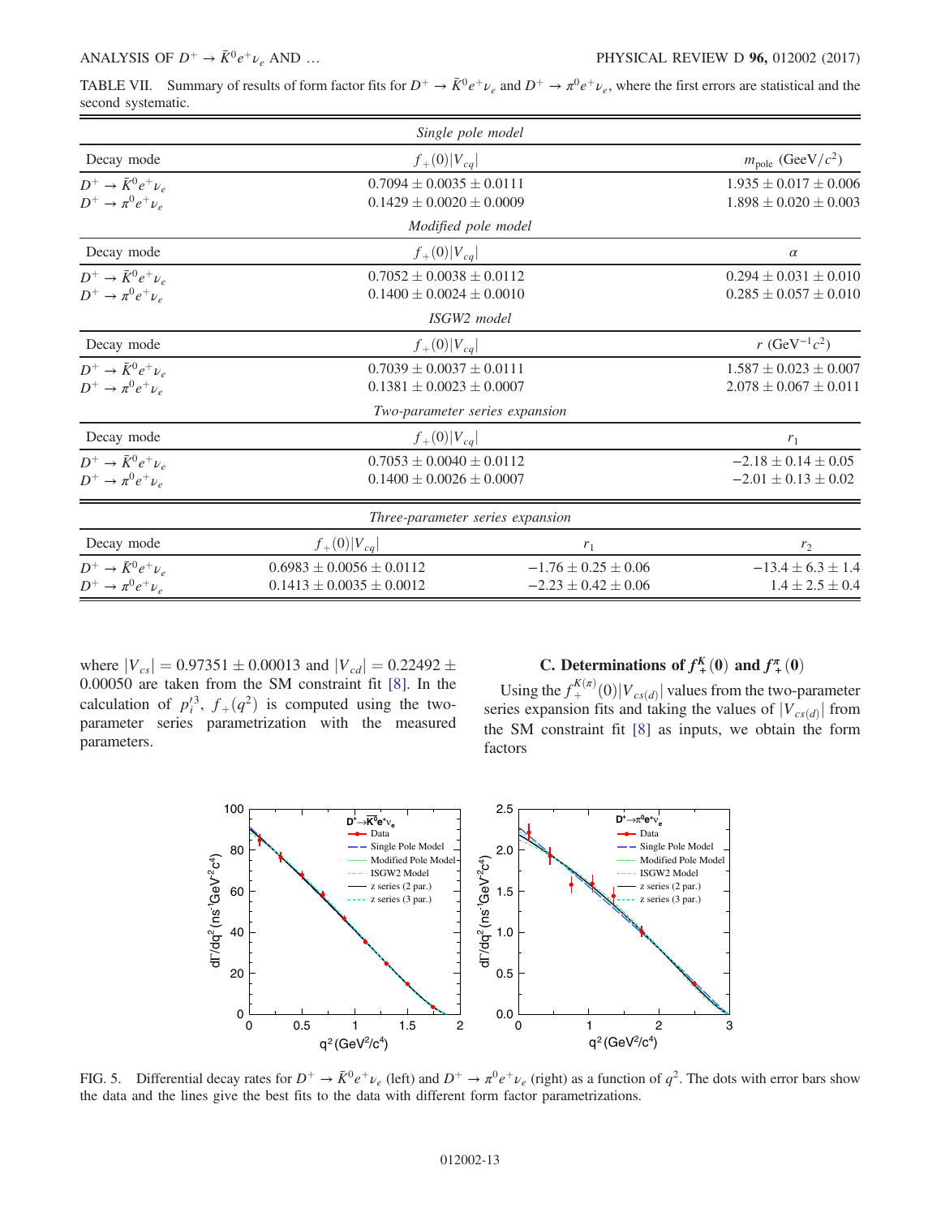TABLE VII. Summary of results of form factor fits for $D^+ \to \bar{K}^0 e^+ \nu_e$ and $D^+ \to \pi^0 e^+ \nu_e$, where the first errors are statistical and the second systematic.

| *Single pole model* | | |
|---|---|---|
| Decay mode | $f_+(0)\lvert V_{cq}\rvert$ | $m_{\rm pole}$ (GeV/$c^2$) |
| $D^+ \to \bar{K}^0 e^+ \nu_e$ | $0.7094 \pm 0.0035 \pm 0.0111$ | $1.935 \pm 0.017 \pm 0.006$ |
| $D^+ \to \pi^0 e^+ \nu_e$ | $0.1429 \pm 0.0020 \pm 0.0009$ | $1.898 \pm 0.020 \pm 0.003$ |
| *Modified pole model* | | |
| Decay mode | $f_+(0)\lvert V_{cq}\rvert$ | $\alpha$ |
| $D^+ \to \bar{K}^0 e^+ \nu_e$ | $0.7052 \pm 0.0038 \pm 0.0112$ | $0.294 \pm 0.031 \pm 0.010$ |
| $D^+ \to \pi^0 e^+ \nu_e$ | $0.1400 \pm 0.0024 \pm 0.0010$ | $0.285 \pm 0.057 \pm 0.010$ |
| *ISGW2 model* | | |
| Decay mode | $f_+(0)\lvert V_{cq}\rvert$ | $r$ (GeV$^{-1}c^2$) |
| $D^+ \to \bar{K}^0 e^+ \nu_e$ | $0.7039 \pm 0.0037 \pm 0.0111$ | $1.587 \pm 0.023 \pm 0.007$ |
| $D^+ \to \pi^0 e^+ \nu_e$ | $0.1381 \pm 0.0023 \pm 0.0007$ | $2.078 \pm 0.067 \pm 0.011$ |
| *Two-parameter series expansion* | | |
| Decay mode | $f_+(0)\lvert V_{cq}\rvert$ | $r_1$ |
| $D^+ \to \bar{K}^0 e^+ \nu_e$ | $0.7053 \pm 0.0040 \pm 0.0112$ | $-2.18 \pm 0.14 \pm 0.05$ |
| $D^+ \to \pi^0 e^+ \nu_e$ | $0.1400 \pm 0.0026 \pm 0.0007$ | $-2.01 \pm 0.13 \pm 0.02$ |

| *Three-parameter series expansion* | | | |
|---|---|---|---|
| Decay mode | $f_+(0)\lvert V_{cq}\rvert$ | $r_1$ | $r_2$ |
| $D^+ \to \bar{K}^0 e^+ \nu_e$ | $0.6983 \pm 0.0056 \pm 0.0112$ | $-1.76 \pm 0.25 \pm 0.06$ | $-13.4 \pm 6.3 \pm 1.4$ |
| $D^+ \to \pi^0 e^+ \nu_e$ | $0.1413 \pm 0.0035 \pm 0.0012$ | $-2.23 \pm 0.42 \pm 0.06$ | $1.4 \pm 2.5 \pm 0.4$ |

where $|V_{cs}| = 0.97351 \pm 0.00013$ and $|V_{cd}| = 0.22492 \pm 0.00050$ are taken from the SM constraint fit [8]. In the calculation of $p_i'^3$, $f_+(q^2)$ is computed using the two-parameter series parametrization with the measured parameters.

### C. Determinations of $f_+^K(0)$ and $f_+^\pi(0)$

Using the $f_+^{K(\pi)}(0)|V_{cs(d)}|$ values from the two-parameter series expansion fits and taking the values of $|V_{cs(d)}|$ from the SM constraint fit [8] as inputs, we obtain the form factors

FIG. 5. Differential decay rates for $D^+ \to \bar{K}^0 e^+ \nu_e$ (left) and $D^+ \to \pi^0 e^+ \nu_e$ (right) as a function of $q^2$. The dots with error bars show the data and the lines give the best fits to the data with different form factor parametrizations.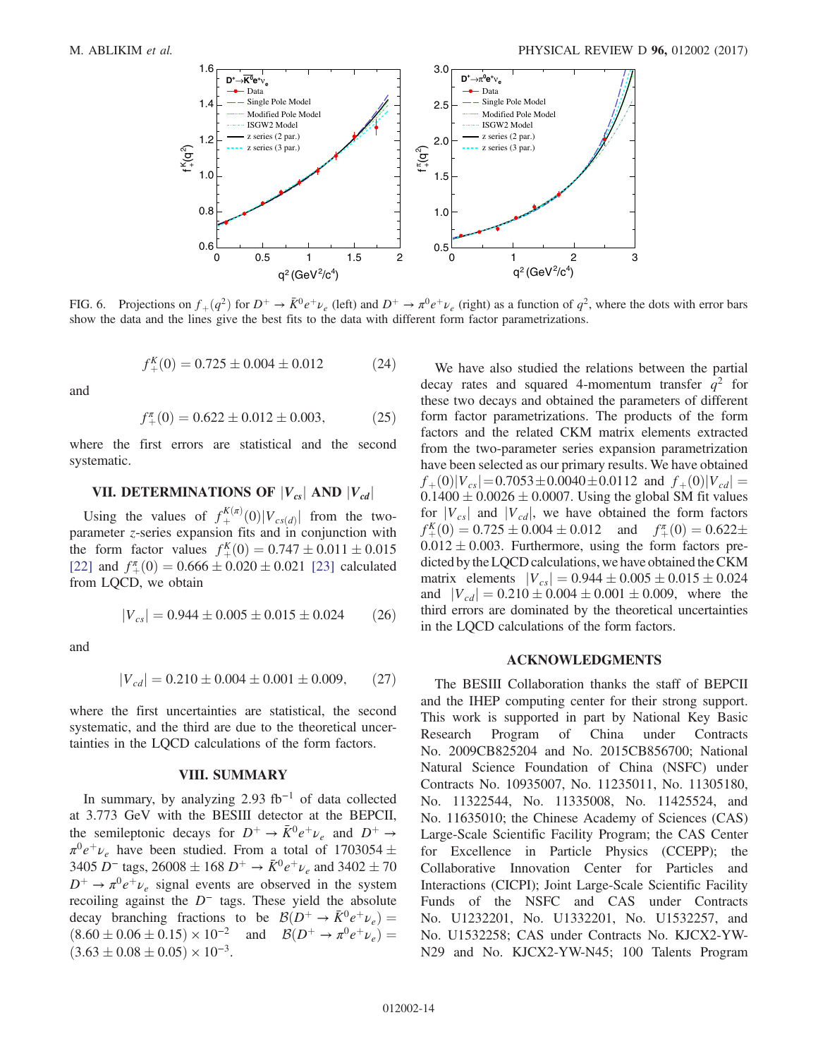FIG. 6. Projections on $f_+(q^2)$ for $D^+ \to \bar{K}^0 e^+ \nu_e$ (left) and $D^+ \to \pi^0 e^+ \nu_e$ (right) as a function of $q^2$, where the dots with error bars show the data and the lines give the best fits to the data with different form factor parametrizations.

$$f_+^K(0) = 0.725 \pm 0.004 \pm 0.012 \tag{24}$$

and

$$f_+^\pi(0) = 0.622 \pm 0.012 \pm 0.003, \tag{25}$$

where the first errors are statistical and the second systematic.

## VII. DETERMINATIONS OF $|V_{cs}|$ AND $|V_{cd}|$

Using the values of $f_+^{K(\pi)}(0)|V_{cs(d)}|$ from the two-parameter $z$-series expansion fits and in conjunction with the form factor values $f_+^K(0) = 0.747 \pm 0.011 \pm 0.015$ [22] and $f_+^\pi(0) = 0.666 \pm 0.020 \pm 0.021$ [23] calculated from LQCD, we obtain

$$|V_{cs}| = 0.944 \pm 0.005 \pm 0.015 \pm 0.024 \tag{26}$$

and

$$|V_{cd}| = 0.210 \pm 0.004 \pm 0.001 \pm 0.009, \tag{27}$$

where the first uncertainties are statistical, the second systematic, and the third are due to the theoretical uncertainties in the LQCD calculations of the form factors.

## VIII. SUMMARY

In summary, by analyzing 2.93 fb$^{-1}$ of data collected at 3.773 GeV with the BESIII detector at the BEPCII, the semileptonic decays for $D^+ \to \bar{K}^0 e^+ \nu_e$ and $D^+ \to \pi^0 e^+ \nu_e$ have been studied. From a total of $1703054 \pm 3405$ $D^-$ tags, $26008 \pm 168$ $D^+ \to \bar{K}^0 e^+ \nu_e$ and $3402 \pm 70$ $D^+ \to \pi^0 e^+ \nu_e$ signal events are observed in the system recoiling against the $D^-$ tags. These yield the absolute decay branching fractions to be $\mathcal{B}(D^+ \to \bar{K}^0 e^+ \nu_e) = (8.60 \pm 0.06 \pm 0.15) \times 10^{-2}$ and $\mathcal{B}(D^+ \to \pi^0 e^+ \nu_e) = (3.63 \pm 0.08 \pm 0.05) \times 10^{-3}$.

We have also studied the relations between the partial decay rates and squared 4-momentum transfer $q^2$ for these two decays and obtained the parameters of different form factor parametrizations. The products of the form factors and the related CKM matrix elements extracted from the two-parameter series expansion parametrization have been selected as our primary results. We have obtained $f_+(0)|V_{cs}| = 0.7053 \pm 0.0040 \pm 0.0112$ and $f_+(0)|V_{cd}| = 0.1400 \pm 0.0026 \pm 0.0007$. Using the global SM fit values for $|V_{cs}|$ and $|V_{cd}|$, we have obtained the form factors $f_+^K(0) = 0.725 \pm 0.004 \pm 0.012$ and $f_+^\pi(0) = 0.622 \pm 0.012 \pm 0.003$. Furthermore, using the form factors predicted by the LQCD calculations, we have obtained the CKM matrix elements $|V_{cs}| = 0.944 \pm 0.005 \pm 0.015 \pm 0.024$ and $|V_{cd}| = 0.210 \pm 0.004 \pm 0.001 \pm 0.009$, where the third errors are dominated by the theoretical uncertainties in the LQCD calculations of the form factors.

## ACKNOWLEDGMENTS

The BESIII Collaboration thanks the staff of BEPCII and the IHEP computing center for their strong support. This work is supported in part by National Key Basic Research Program of China under Contracts No. 2009CB825204 and No. 2015CB856700; National Natural Science Foundation of China (NSFC) under Contracts No. 10935007, No. 11235011, No. 11305180, No. 11322544, No. 11335008, No. 11425524, and No. 11635010; the Chinese Academy of Sciences (CAS) Large-Scale Scientific Facility Program; the CAS Center for Excellence in Particle Physics (CCEPP); the Collaborative Innovation Center for Particles and Interactions (CICPI); Joint Large-Scale Scientific Facility Funds of the NSFC and CAS under Contracts No. U1232201, No. U1332201, No. U1532257, and No. U1532258; CAS under Contracts No. KJCX2-YW-N29 and No. KJCX2-YW-N45; 100 Talents Program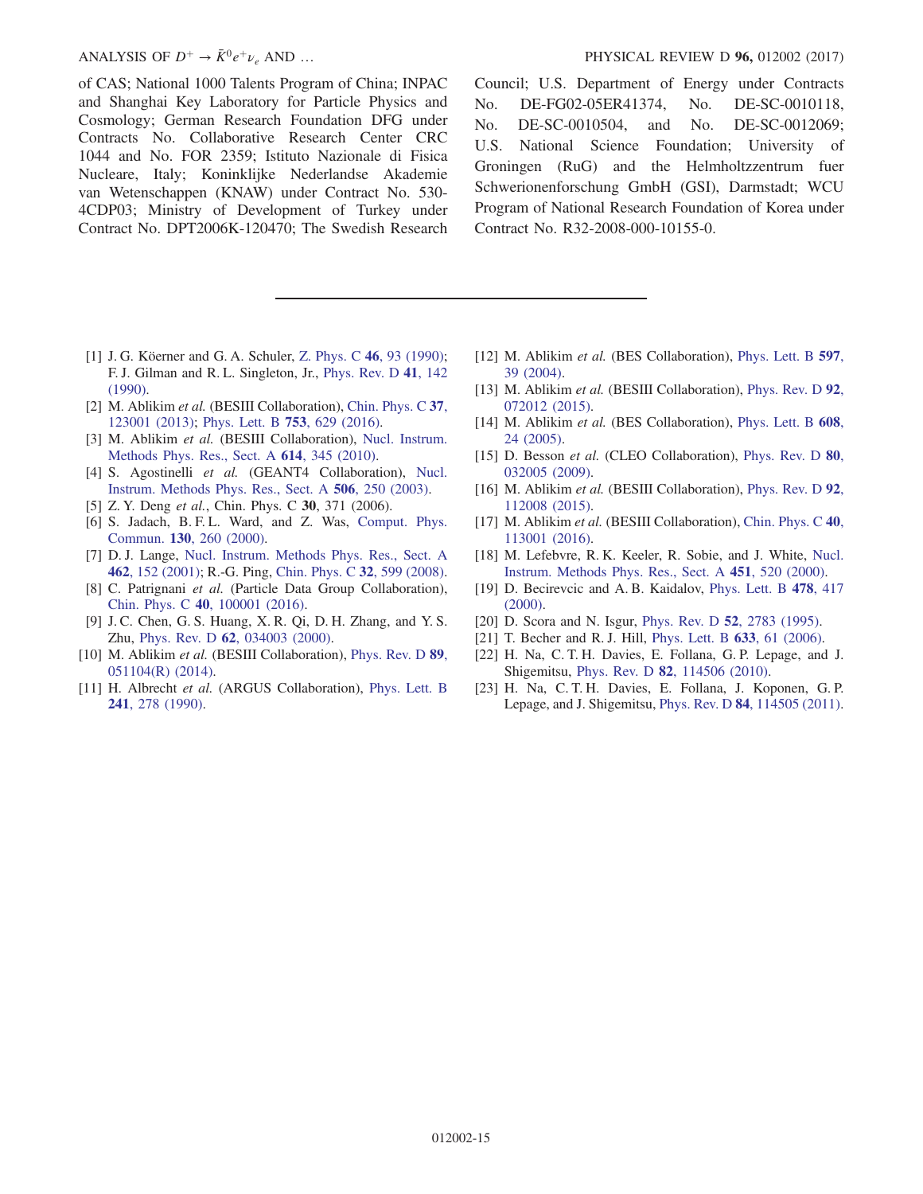of CAS; National 1000 Talents Program of China; INPAC and Shanghai Key Laboratory for Particle Physics and Cosmology; German Research Foundation DFG under Contracts No. Collaborative Research Center CRC 1044 and No. FOR 2359; Istituto Nazionale di Fisica Nucleare, Italy; Koninklijke Nederlandse Akademie van Wetenschappen (KNAW) under Contract No. 530-4CDP03; Ministry of Development of Turkey under Contract No. DPT2006K-120470; The Swedish Research Council; U.S. Department of Energy under Contracts No. DE-FG02-05ER41374, No. DE-SC-0010118, No. DE-SC-0010504, and No. DE-SC-0012069; U.S. National Science Foundation; University of Groningen (RuG) and the Helmholtzzentrum fuer Schwerionenforschung GmbH (GSI), Darmstadt; WCU Program of National Research Foundation of Korea under Contract No. R32-2008-000-10155-0.

---

[1] J. G. Köerner and G. A. Schuler, Z. Phys. C **46**, 93 (1990); F. J. Gilman and R. L. Singleton, Jr., Phys. Rev. D **41**, 142 (1990).

[2] M. Ablikim *et al.* (BESIII Collaboration), Chin. Phys. C **37**, 123001 (2013); Phys. Lett. B **753**, 629 (2016).

[3] M. Ablikim *et al.* (BESIII Collaboration), Nucl. Instrum. Methods Phys. Res., Sect. A **614**, 345 (2010).

[4] S. Agostinelli *et al.* (GEANT4 Collaboration), Nucl. Instrum. Methods Phys. Res., Sect. A **506**, 250 (2003).

[5] Z. Y. Deng *et al.*, Chin. Phys. C **30**, 371 (2006).

[6] S. Jadach, B. F. L. Ward, and Z. Was, Comput. Phys. Commun. **130**, 260 (2000).

[7] D. J. Lange, Nucl. Instrum. Methods Phys. Res., Sect. A **462**, 152 (2001); R.-G. Ping, Chin. Phys. C **32**, 599 (2008).

[8] C. Patrignani *et al.* (Particle Data Group Collaboration), Chin. Phys. C **40**, 100001 (2016).

[9] J. C. Chen, G. S. Huang, X. R. Qi, D. H. Zhang, and Y. S. Zhu, Phys. Rev. D **62**, 034003 (2000).

[10] M. Ablikim *et al.* (BESIII Collaboration), Phys. Rev. D **89**, 051104(R) (2014).

[11] H. Albrecht *et al.* (ARGUS Collaboration), Phys. Lett. B **241**, 278 (1990).

[12] M. Ablikim *et al.* (BES Collaboration), Phys. Lett. B **597**, 39 (2004).

[13] M. Ablikim *et al.* (BESIII Collaboration), Phys. Rev. D **92**, 072012 (2015).

[14] M. Ablikim *et al.* (BES Collaboration), Phys. Lett. B **608**, 24 (2005).

[15] D. Besson *et al.* (CLEO Collaboration), Phys. Rev. D **80**, 032005 (2009).

[16] M. Ablikim *et al.* (BESIII Collaboration), Phys. Rev. D **92**, 112008 (2015).

[17] M. Ablikim *et al.* (BESIII Collaboration), Chin. Phys. C **40**, 113001 (2016).

[18] M. Lefebvre, R. K. Keeler, R. Sobie, and J. White, Nucl. Instrum. Methods Phys. Res., Sect. A **451**, 520 (2000).

[19] D. Becirevcic and A. B. Kaidalov, Phys. Lett. B **478**, 417 (2000).

[20] D. Scora and N. Isgur, Phys. Rev. D **52**, 2783 (1995).

[21] T. Becher and R. J. Hill, Phys. Lett. B **633**, 61 (2006).

[22] H. Na, C. T. H. Davies, E. Follana, G. P. Lepage, and J. Shigemitsu, Phys. Rev. D **82**, 114506 (2010).

[23] H. Na, C. T. H. Davies, E. Follana, J. Koponen, G. P. Lepage, and J. Shigemitsu, Phys. Rev. D **84**, 114505 (2011).